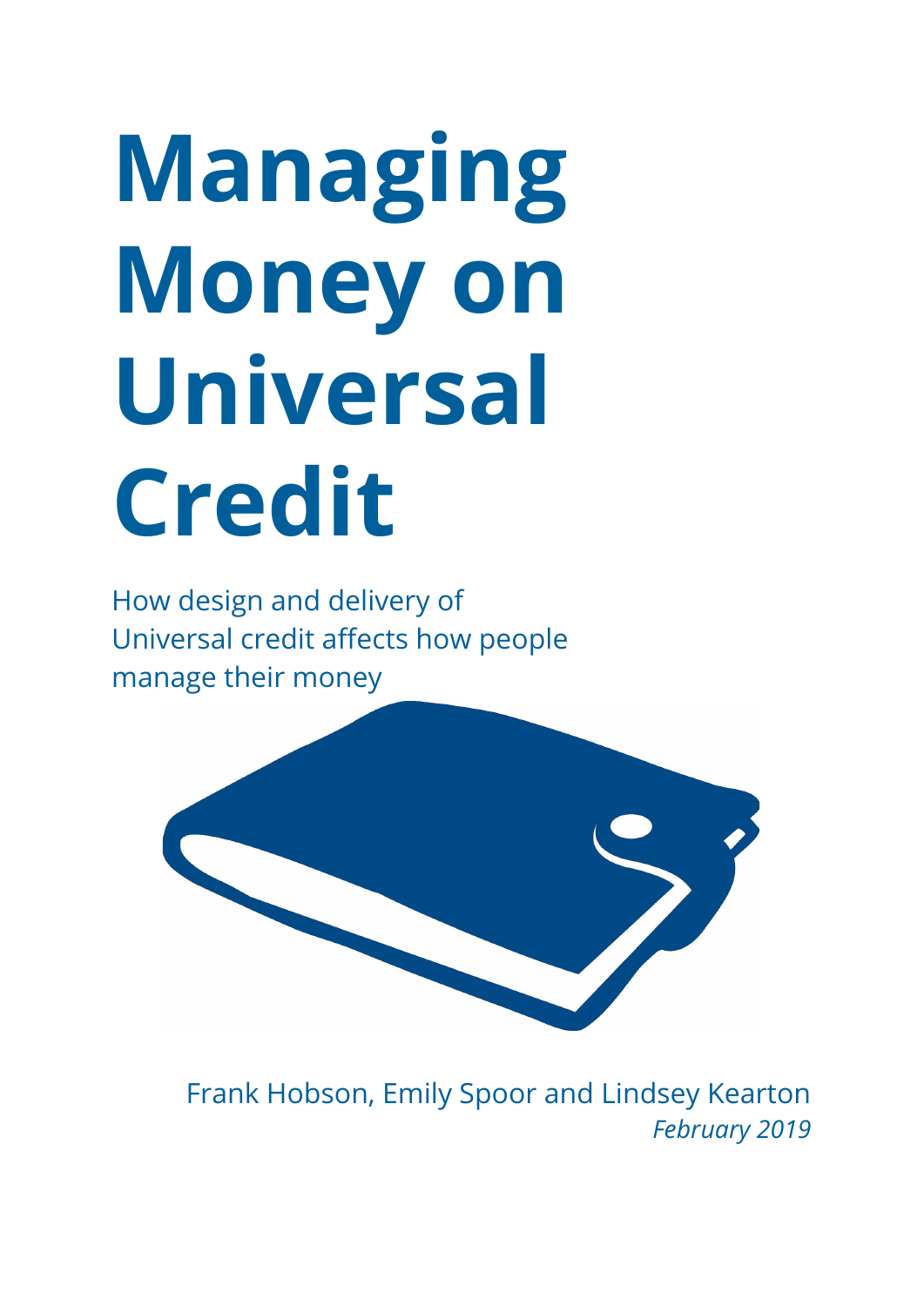# Managing Money on Universal Credit

How design and delivery of Universal credit affects how people manage their money

Frank Hobson, Emily Spoor and Lindsey Kearton

*February 2019*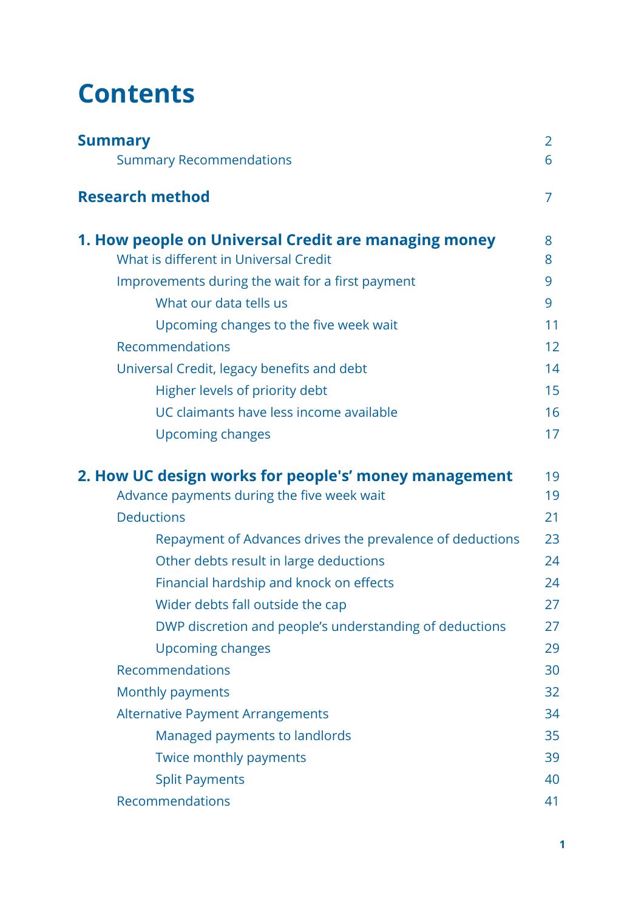# Contents

| | |
|---|---|
| **Summary** | 2 |
| Summary Recommendations | 6 |
| **Research method** | 7 |
| **1. How people on Universal Credit are managing money** | 8 |
| What is different in Universal Credit | 8 |
| Improvements during the wait for a first payment | 9 |
| What our data tells us | 9 |
| Upcoming changes to the five week wait | 11 |
| Recommendations | 12 |
| Universal Credit, legacy benefits and debt | 14 |
| Higher levels of priority debt | 15 |
| UC claimants have less income available | 16 |
| Upcoming changes | 17 |
| **2. How UC design works for people's' money management** | 19 |
| Advance payments during the five week wait | 19 |
| Deductions | 21 |
| Repayment of Advances drives the prevalence of deductions | 23 |
| Other debts result in large deductions | 24 |
| Financial hardship and knock on effects | 24 |
| Wider debts fall outside the cap | 27 |
| DWP discretion and people's understanding of deductions | 27 |
| Upcoming changes | 29 |
| Recommendations | 30 |
| Monthly payments | 32 |
| Alternative Payment Arrangements | 34 |
| Managed payments to landlords | 35 |
| Twice monthly payments | 39 |
| Split Payments | 40 |
| Recommendations | 41 |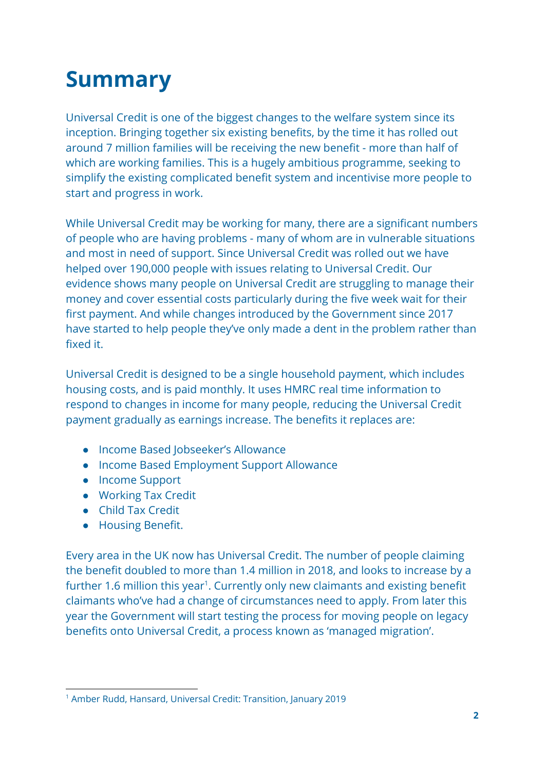# Summary

Universal Credit is one of the biggest changes to the welfare system since its inception. Bringing together six existing benefits, by the time it has rolled out around 7 million families will be receiving the new benefit - more than half of which are working families. This is a hugely ambitious programme, seeking to simplify the existing complicated benefit system and incentivise more people to start and progress in work.

While Universal Credit may be working for many, there are a significant numbers of people who are having problems - many of whom are in vulnerable situations and most in need of support. Since Universal Credit was rolled out we have helped over 190,000 people with issues relating to Universal Credit. Our evidence shows many people on Universal Credit are struggling to manage their money and cover essential costs particularly during the five week wait for their first payment. And while changes introduced by the Government since 2017 have started to help people they've only made a dent in the problem rather than fixed it.

Universal Credit is designed to be a single household payment, which includes housing costs, and is paid monthly. It uses HMRC real time information to respond to changes in income for many people, reducing the Universal Credit payment gradually as earnings increase. The benefits it replaces are:

- Income Based Jobseeker's Allowance
- Income Based Employment Support Allowance
- Income Support
- Working Tax Credit
- Child Tax Credit
- Housing Benefit.

Every area in the UK now has Universal Credit. The number of people claiming the benefit doubled to more than 1.4 million in 2018, and looks to increase by a further 1.6 million this year[1]. Currently only new claimants and existing benefit claimants who've had a change of circumstances need to apply. From later this year the Government will start testing the process for moving people on legacy benefits onto Universal Credit, a process known as 'managed migration'.

[1] Amber Rudd, Hansard, Universal Credit: Transition, January 2019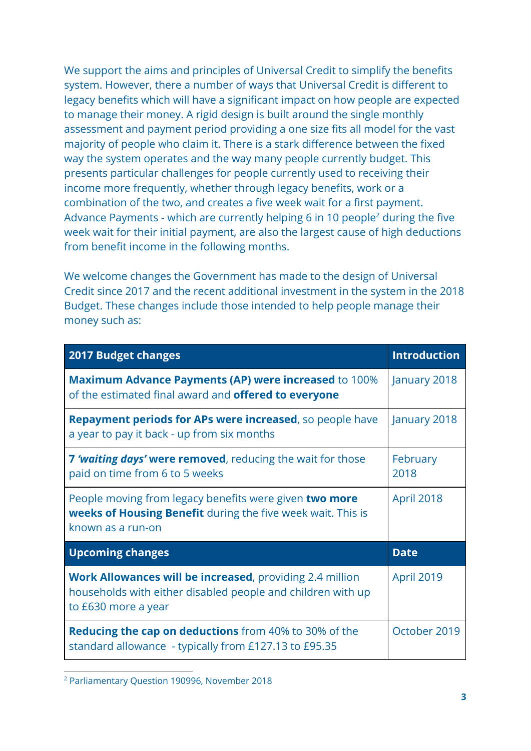We support the aims and principles of Universal Credit to simplify the benefits system. However, there a number of ways that Universal Credit is different to legacy benefits which will have a significant impact on how people are expected to manage their money. A rigid design is built around the single monthly assessment and payment period providing a one size fits all model for the vast majority of people who claim it. There is a stark difference between the fixed way the system operates and the way many people currently budget. This presents particular challenges for people currently used to receiving their income more frequently, whether through legacy benefits, work or a combination of the two, and creates a five week wait for a first payment. Advance Payments - which are currently helping 6 in 10 people[2] during the five week wait for their initial payment, are also the largest cause of high deductions from benefit income in the following months.

We welcome changes the Government has made to the design of Universal Credit since 2017 and the recent additional investment in the system in the 2018 Budget. These changes include those intended to help people manage their money such as:

| **2017 Budget changes** | **Introduction** |
|---|---|
| **Maximum Advance Payments (AP) were increased** to 100% of the estimated final award and **offered to everyone** | January 2018 |
| **Repayment periods for APs were increased**, so people have a year to pay it back - up from six months | January 2018 |
| **7 *'waiting days'* were removed**, reducing the wait for those paid on time from 6 to 5 weeks | February 2018 |
| People moving from legacy benefits were given **two more weeks of Housing Benefit** during the five week wait. This is known as a run-on | April 2018 |
| **Upcoming changes** | **Date** |
| **Work Allowances will be increased**, providing 2.4 million households with either disabled people and children with up to £630 more a year | April 2019 |
| **Reducing the cap on deductions** from 40% to 30% of the standard allowance - typically from £127.13 to £95.35 | October 2019 |

[2] Parliamentary Question 190996, November 2018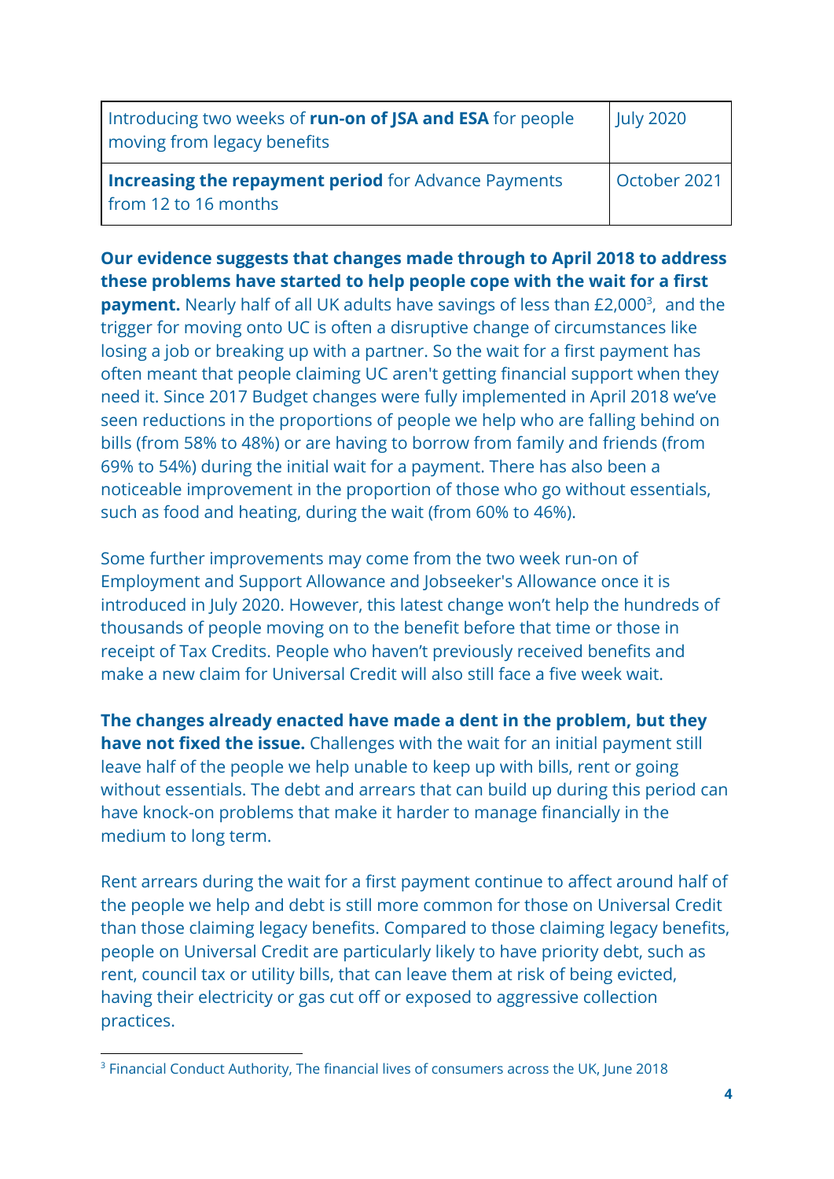| Introducing two weeks of **run-on of JSA and ESA** for people moving from legacy benefits | July 2020 |
|---|---|
| **Increasing the repayment period** for Advance Payments from 12 to 16 months | October 2021 |

**Our evidence suggests that changes made through to April 2018 to address these problems have started to help people cope with the wait for a first payment.** Nearly half of all UK adults have savings of less than £2,000[3], and the trigger for moving onto UC is often a disruptive change of circumstances like losing a job or breaking up with a partner. So the wait for a first payment has often meant that people claiming UC aren't getting financial support when they need it. Since 2017 Budget changes were fully implemented in April 2018 we've seen reductions in the proportions of people we help who are falling behind on bills (from 58% to 48%) or are having to borrow from family and friends (from 69% to 54%) during the initial wait for a payment. There has also been a noticeable improvement in the proportion of those who go without essentials, such as food and heating, during the wait (from 60% to 46%).

Some further improvements may come from the two week run-on of Employment and Support Allowance and Jobseeker's Allowance once it is introduced in July 2020. However, this latest change won't help the hundreds of thousands of people moving on to the benefit before that time or those in receipt of Tax Credits. People who haven't previously received benefits and make a new claim for Universal Credit will also still face a five week wait.

**The changes already enacted have made a dent in the problem, but they have not fixed the issue.** Challenges with the wait for an initial payment still leave half of the people we help unable to keep up with bills, rent or going without essentials. The debt and arrears that can build up during this period can have knock-on problems that make it harder to manage financially in the medium to long term.

Rent arrears during the wait for a first payment continue to affect around half of the people we help and debt is still more common for those on Universal Credit than those claiming legacy benefits. Compared to those claiming legacy benefits, people on Universal Credit are particularly likely to have priority debt, such as rent, council tax or utility bills, that can leave them at risk of being evicted, having their electricity or gas cut off or exposed to aggressive collection practices.

[3] Financial Conduct Authority, The financial lives of consumers across the UK, June 2018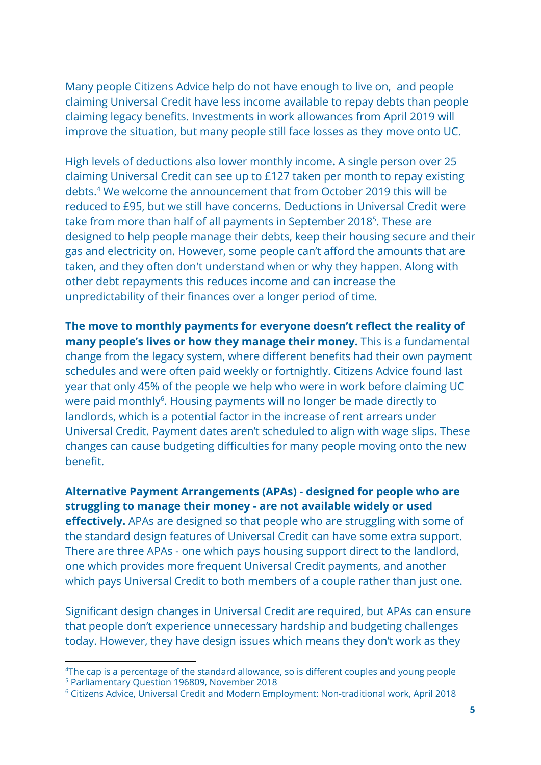Many people Citizens Advice help do not have enough to live on,  and people claiming Universal Credit have less income available to repay debts than people claiming legacy benefits. Investments in work allowances from April 2019 will improve the situation, but many people still face losses as they move onto UC.

High levels of deductions also lower monthly income**.** A single person over 25 claiming Universal Credit can see up to £127 taken per month to repay existing debts.[4] We welcome the announcement that from October 2019 this will be reduced to £95, but we still have concerns. Deductions in Universal Credit were take from more than half of all payments in September 2018[5]. These are designed to help people manage their debts, keep their housing secure and their gas and electricity on. However, some people can't afford the amounts that are taken, and they often don't understand when or why they happen. Along with other debt repayments this reduces income and can increase the unpredictability of their finances over a longer period of time.

**The move to monthly payments for everyone doesn't reflect the reality of many people's lives or how they manage their money.** This is a fundamental change from the legacy system, where different benefits had their own payment schedules and were often paid weekly or fortnightly. Citizens Advice found last year that only 45% of the people we help who were in work before claiming UC were paid monthly[6]. Housing payments will no longer be made directly to landlords, which is a potential factor in the increase of rent arrears under Universal Credit. Payment dates aren't scheduled to align with wage slips. These changes can cause budgeting difficulties for many people moving onto the new benefit.

**Alternative Payment Arrangements (APAs) - designed for people who are struggling to manage their money - are not available widely or used effectively.** APAs are designed so that people who are struggling with some of the standard design features of Universal Credit can have some extra support. There are three APAs - one which pays housing support direct to the landlord, one which provides more frequent Universal Credit payments, and another which pays Universal Credit to both members of a couple rather than just one.

Significant design changes in Universal Credit are required, but APAs can ensure that people don't experience unnecessary hardship and budgeting challenges today. However, they have design issues which means they don't work as they

---

[4] The cap is a percentage of the standard allowance, so is different couples and young people

[5] Parliamentary Question 196809, November 2018

[6] Citizens Advice, Universal Credit and Modern Employment: Non-traditional work, April 2018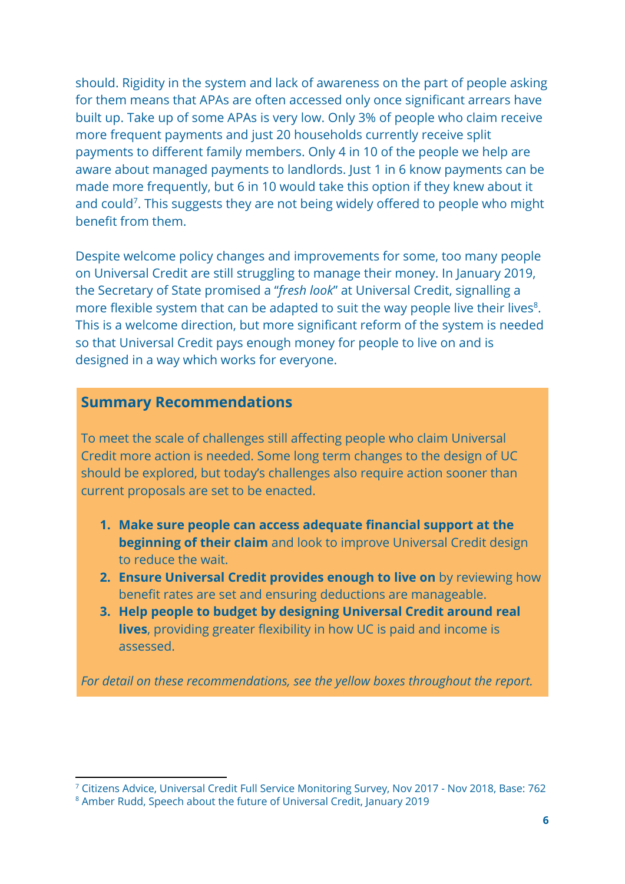should. Rigidity in the system and lack of awareness on the part of people asking for them means that APAs are often accessed only once significant arrears have built up. Take up of some APAs is very low. Only 3% of people who claim receive more frequent payments and just 20 households currently receive split payments to different family members. Only 4 in 10 of the people we help are aware about managed payments to landlords. Just 1 in 6 know payments can be made more frequently, but 6 in 10 would take this option if they knew about it and could[7]. This suggests they are not being widely offered to people who might benefit from them.

Despite welcome policy changes and improvements for some, too many people on Universal Credit are still struggling to manage their money. In January 2019, the Secretary of State promised a "*fresh look*" at Universal Credit, signalling a more flexible system that can be adapted to suit the way people live their lives[8]. This is a welcome direction, but more significant reform of the system is needed so that Universal Credit pays enough money for people to live on and is designed in a way which works for everyone.

## Summary Recommendations

To meet the scale of challenges still affecting people who claim Universal Credit more action is needed. Some long term changes to the design of UC should be explored, but today's challenges also require action sooner than current proposals are set to be enacted.

1. **Make sure people can access adequate financial support at the beginning of their claim** and look to improve Universal Credit design to reduce the wait.
2. **Ensure Universal Credit provides enough to live on** by reviewing how benefit rates are set and ensuring deductions are manageable.
3. **Help people to budget by designing Universal Credit around real lives**, providing greater flexibility in how UC is paid and income is assessed.

*For detail on these recommendations, see the yellow boxes throughout the report.*

[7] Citizens Advice, Universal Credit Full Service Monitoring Survey, Nov 2017 - Nov 2018, Base: 762

[8] Amber Rudd, Speech about the future of Universal Credit, January 2019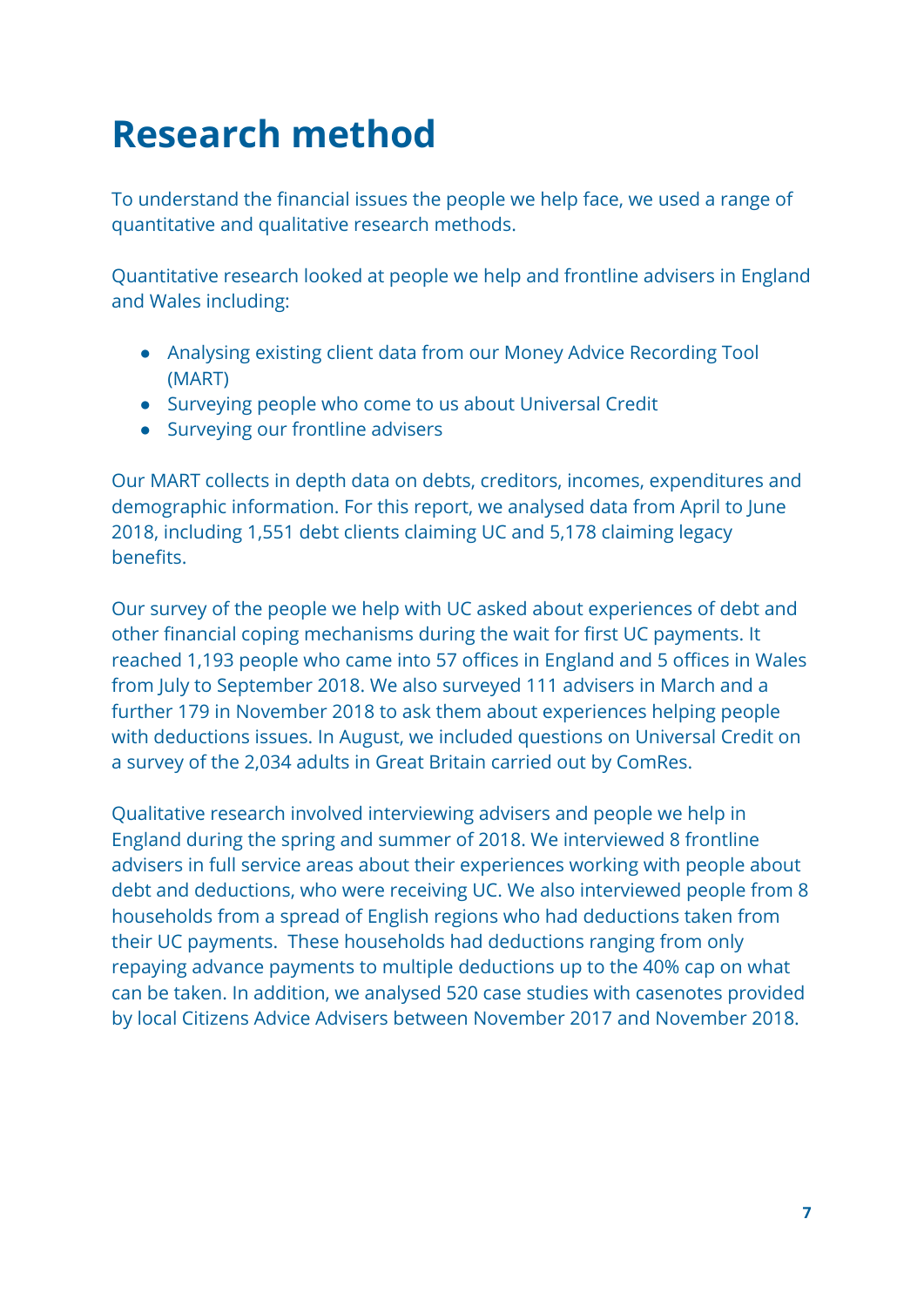# Research method

To understand the financial issues the people we help face, we used a range of quantitative and qualitative research methods.

Quantitative research looked at people we help and frontline advisers in England and Wales including:

- Analysing existing client data from our Money Advice Recording Tool (MART)
- Surveying people who come to us about Universal Credit
- Surveying our frontline advisers

Our MART collects in depth data on debts, creditors, incomes, expenditures and demographic information. For this report, we analysed data from April to June 2018, including 1,551 debt clients claiming UC and 5,178 claiming legacy benefits.

Our survey of the people we help with UC asked about experiences of debt and other financial coping mechanisms during the wait for first UC payments. It reached 1,193 people who came into 57 offices in England and 5 offices in Wales from July to September 2018. We also surveyed 111 advisers in March and a further 179 in November 2018 to ask them about experiences helping people with deductions issues. In August, we included questions on Universal Credit on a survey of the 2,034 adults in Great Britain carried out by ComRes.

Qualitative research involved interviewing advisers and people we help in England during the spring and summer of 2018. We interviewed 8 frontline advisers in full service areas about their experiences working with people about debt and deductions, who were receiving UC. We also interviewed people from 8 households from a spread of English regions who had deductions taken from their UC payments. These households had deductions ranging from only repaying advance payments to multiple deductions up to the 40% cap on what can be taken. In addition, we analysed 520 case studies with casenotes provided by local Citizens Advice Advisers between November 2017 and November 2018.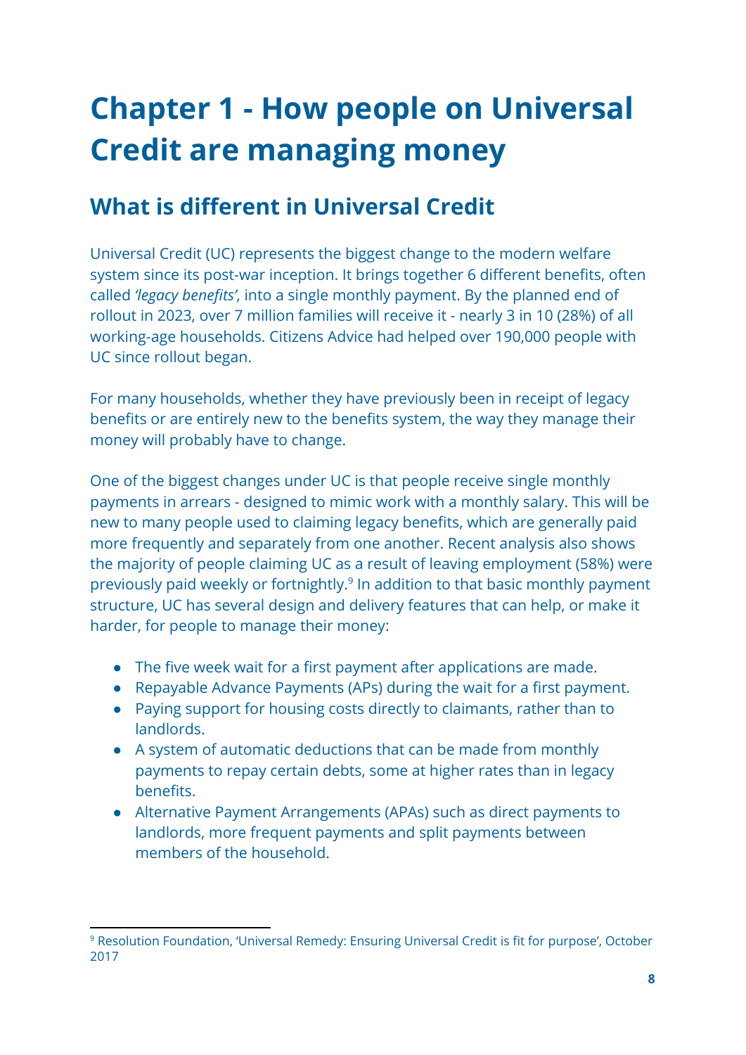# Chapter 1 - How people on Universal Credit are managing money

## What is different in Universal Credit

Universal Credit (UC) represents the biggest change to the modern welfare system since its post-war inception. It brings together 6 different benefits, often called *'legacy benefits'*, into a single monthly payment. By the planned end of rollout in 2023, over 7 million families will receive it - nearly 3 in 10 (28%) of all working-age households. Citizens Advice had helped over 190,000 people with UC since rollout began.

For many households, whether they have previously been in receipt of legacy benefits or are entirely new to the benefits system, the way they manage their money will probably have to change.

One of the biggest changes under UC is that people receive single monthly payments in arrears - designed to mimic work with a monthly salary. This will be new to many people used to claiming legacy benefits, which are generally paid more frequently and separately from one another. Recent analysis also shows the majority of people claiming UC as a result of leaving employment (58%) were previously paid weekly or fortnightly.[9] In addition to that basic monthly payment structure, UC has several design and delivery features that can help, or make it harder, for people to manage their money:

- The five week wait for a first payment after applications are made.
- Repayable Advance Payments (APs) during the wait for a first payment.
- Paying support for housing costs directly to claimants, rather than to landlords.
- A system of automatic deductions that can be made from monthly payments to repay certain debts, some at higher rates than in legacy benefits.
- Alternative Payment Arrangements (APAs) such as direct payments to landlords, more frequent payments and split payments between members of the household.

[9] Resolution Foundation, 'Universal Remedy: Ensuring Universal Credit is fit for purpose', October 2017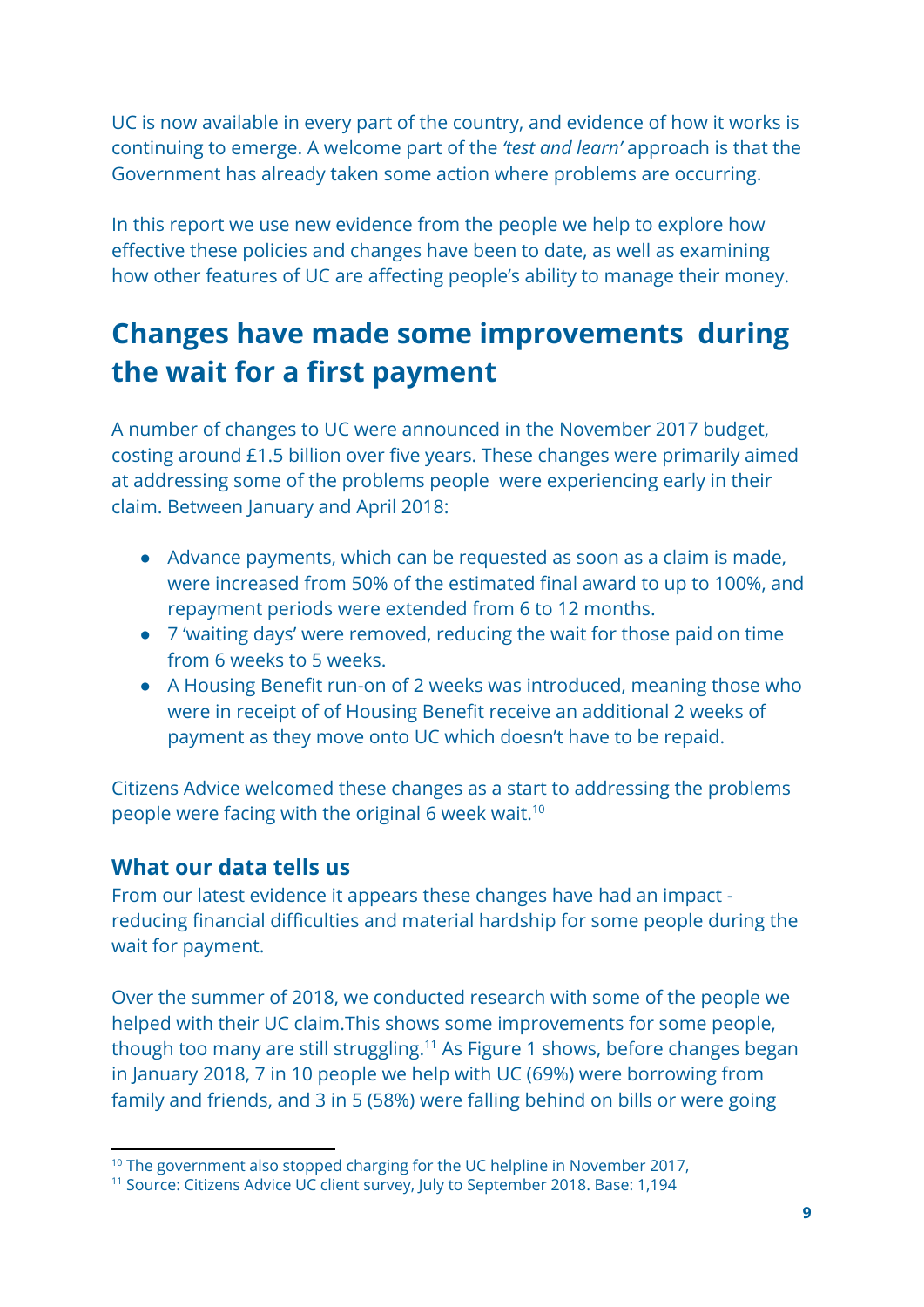UC is now available in every part of the country, and evidence of how it works is continuing to emerge. A welcome part of the *'test and learn'* approach is that the Government has already taken some action where problems are occurring.

In this report we use new evidence from the people we help to explore how effective these policies and changes have been to date, as well as examining how other features of UC are affecting people's ability to manage their money.

## Changes have made some improvements during the wait for a first payment

A number of changes to UC were announced in the November 2017 budget, costing around £1.5 billion over five years. These changes were primarily aimed at addressing some of the problems people were experiencing early in their claim. Between January and April 2018:

- Advance payments, which can be requested as soon as a claim is made, were increased from 50% of the estimated final award to up to 100%, and repayment periods were extended from 6 to 12 months.
- 7 'waiting days' were removed, reducing the wait for those paid on time from 6 weeks to 5 weeks.
- A Housing Benefit run-on of 2 weeks was introduced, meaning those who were in receipt of of Housing Benefit receive an additional 2 weeks of payment as they move onto UC which doesn't have to be repaid.

Citizens Advice welcomed these changes as a start to addressing the problems people were facing with the original 6 week wait.[10]

### What our data tells us

From our latest evidence it appears these changes have had an impact - reducing financial difficulties and material hardship for some people during the wait for payment.

Over the summer of 2018, we conducted research with some of the people we helped with their UC claim.This shows some improvements for some people, though too many are still struggling.[11] As Figure 1 shows, before changes began in January 2018, 7 in 10 people we help with UC (69%) were borrowing from family and friends, and 3 in 5 (58%) were falling behind on bills or were going

[10] The government also stopped charging for the UC helpline in November 2017,

[11] Source: Citizens Advice UC client survey, July to September 2018. Base: 1,194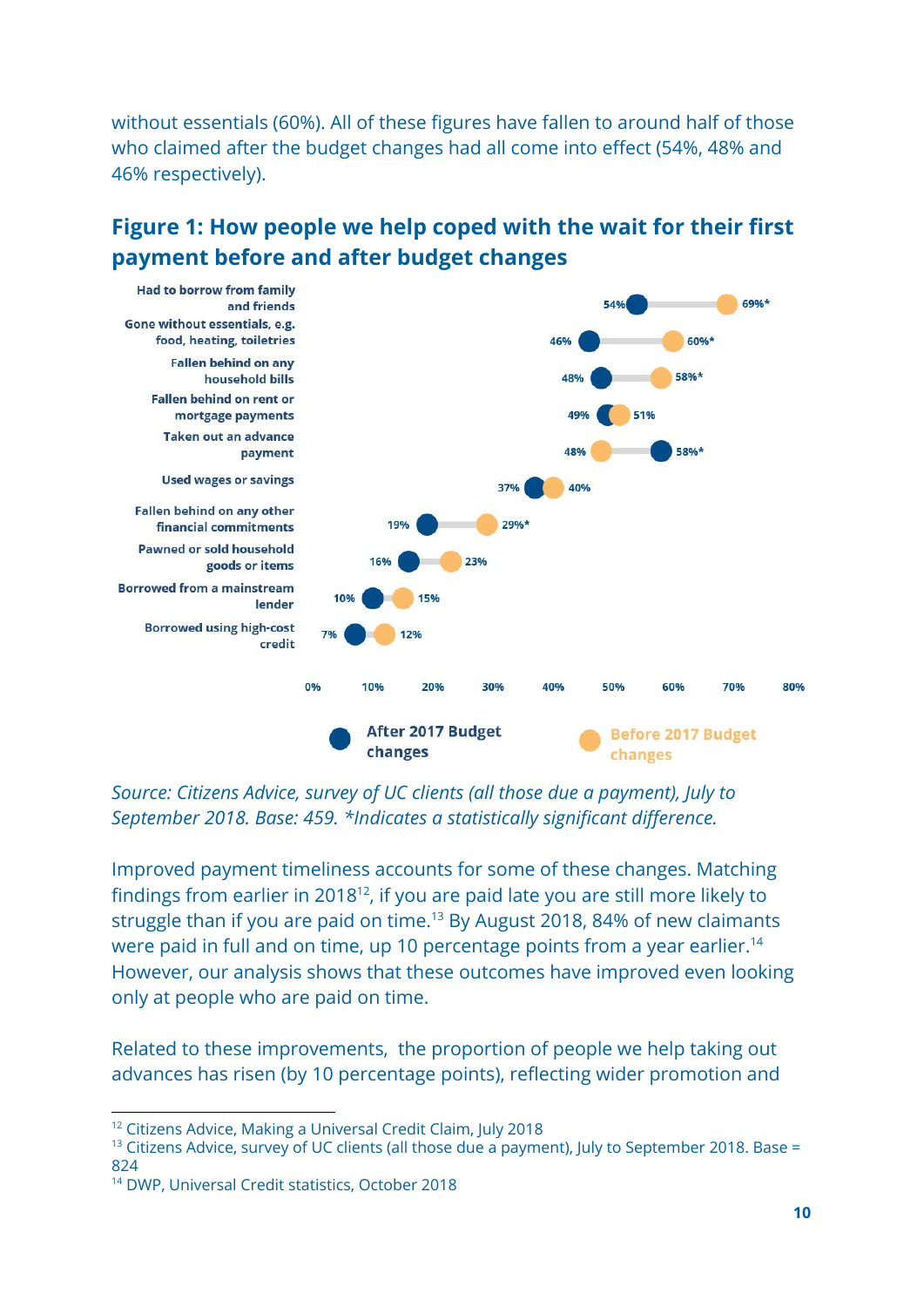without essentials (60%). All of these figures have fallen to around half of those who claimed after the budget changes had all come into effect (54%, 48% and 46% respectively).

## Figure 1: How people we help coped with the wait for their first payment before and after budget changes

| | After 2017 Budget changes | Before 2017 Budget changes |
|---|---|---|
| Had to borrow from family and friends | 54% | 69%* |
| Gone without essentials, e.g. food, heating, toiletries | 46% | 60%* |
| Fallen behind on any household bills | 48% | 58%* |
| Fallen behind on rent or mortgage payments | 49% | 51% |
| Taken out an advance payment | 58%* | 48% |
| Used wages or savings | 37% | 40% |
| Fallen behind on any other financial commitments | 19% | 29%* |
| Pawned or sold household goods or items | 16% | 23% |
| Borrowed from a mainstream lender | 10% | 15% |
| Borrowed using high-cost credit | 7% | 12% |

*Source: Citizens Advice, survey of UC clients (all those due a payment), July to September 2018. Base: 459. \*Indicates a statistically significant difference.*

Improved payment timeliness accounts for some of these changes. Matching findings from earlier in 2018[12], if you are paid late you are still more likely to struggle than if you are paid on time.[13] By August 2018, 84% of new claimants were paid in full and on time, up 10 percentage points from a year earlier.[14] However, our analysis shows that these outcomes have improved even looking only at people who are paid on time.

Related to these improvements, the proportion of people we help taking out advances has risen (by 10 percentage points), reflecting wider promotion and

---

[12] Citizens Advice, Making a Universal Credit Claim, July 2018

[13] Citizens Advice, survey of UC clients (all those due a payment), July to September 2018. Base = 824

[14] DWP, Universal Credit statistics, October 2018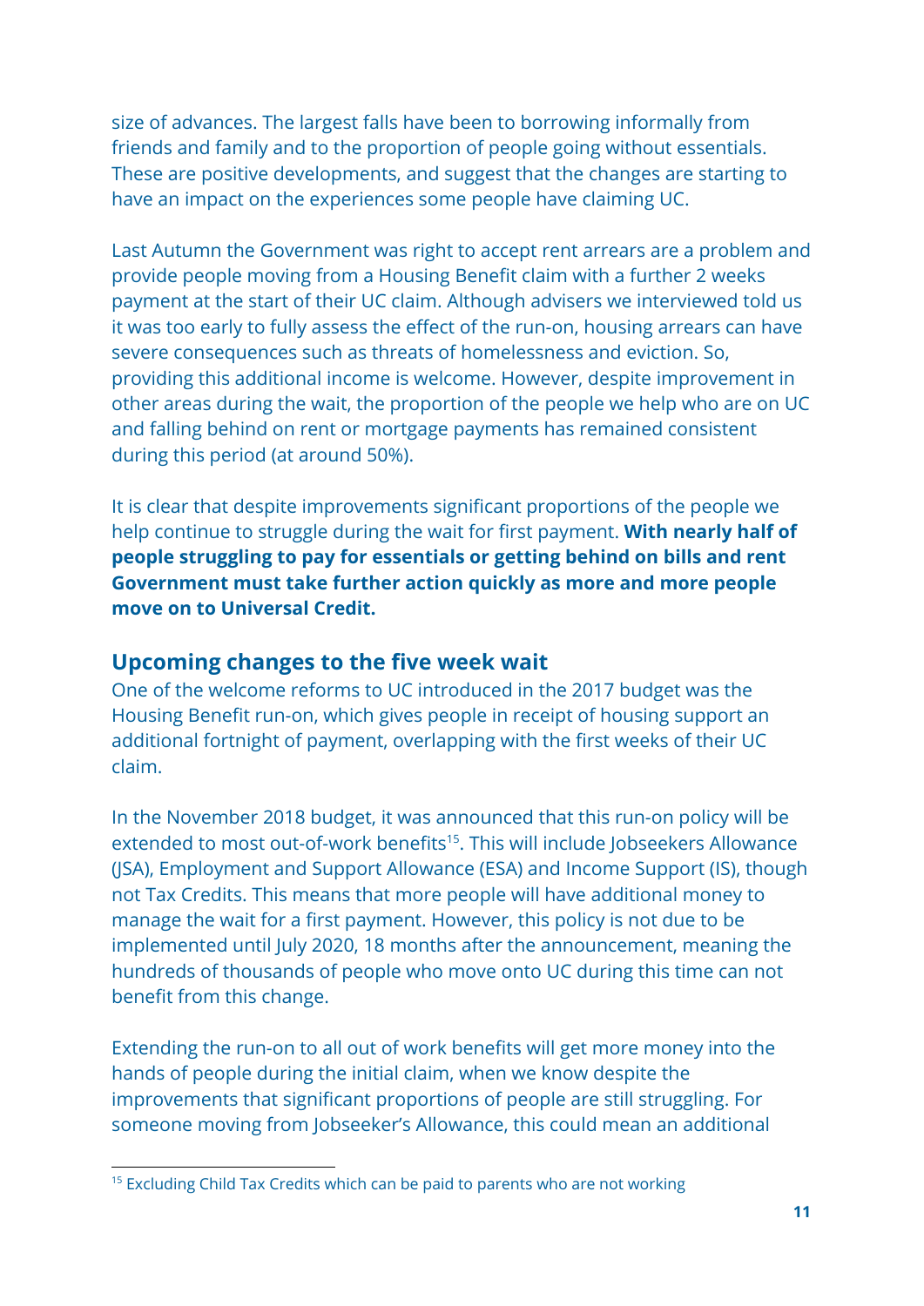size of advances. The largest falls have been to borrowing informally from friends and family and to the proportion of people going without essentials. These are positive developments, and suggest that the changes are starting to have an impact on the experiences some people have claiming UC.

Last Autumn the Government was right to accept rent arrears are a problem and provide people moving from a Housing Benefit claim with a further 2 weeks payment at the start of their UC claim. Although advisers we interviewed told us it was too early to fully assess the effect of the run-on, housing arrears can have severe consequences such as threats of homelessness and eviction. So, providing this additional income is welcome. However, despite improvement in other areas during the wait, the proportion of the people we help who are on UC and falling behind on rent or mortgage payments has remained consistent during this period (at around 50%).

It is clear that despite improvements significant proportions of the people we help continue to struggle during the wait for first payment. **With nearly half of people struggling to pay for essentials or getting behind on bills and rent Government must take further action quickly as more and more people move on to Universal Credit.**

## Upcoming changes to the five week wait

One of the welcome reforms to UC introduced in the 2017 budget was the Housing Benefit run-on, which gives people in receipt of housing support an additional fortnight of payment, overlapping with the first weeks of their UC claim.

In the November 2018 budget, it was announced that this run-on policy will be extended to most out-of-work benefits[15]. This will include Jobseekers Allowance (JSA), Employment and Support Allowance (ESA) and Income Support (IS), though not Tax Credits. This means that more people will have additional money to manage the wait for a first payment. However, this policy is not due to be implemented until July 2020, 18 months after the announcement, meaning the hundreds of thousands of people who move onto UC during this time can not benefit from this change.

Extending the run-on to all out of work benefits will get more money into the hands of people during the initial claim, when we know despite the improvements that significant proportions of people are still struggling. For someone moving from Jobseeker's Allowance, this could mean an additional

[15] Excluding Child Tax Credits which can be paid to parents who are not working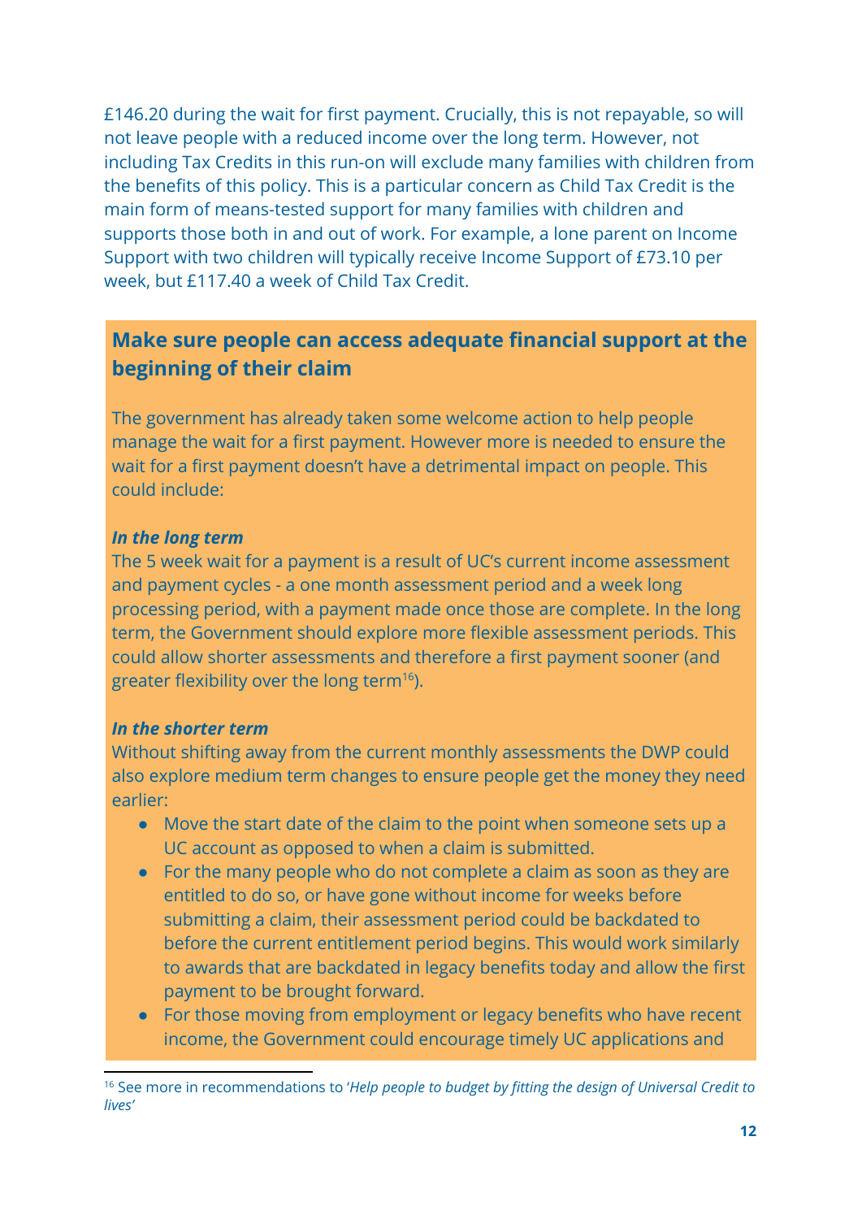£146.20 during the wait for first payment. Crucially, this is not repayable, so will not leave people with a reduced income over the long term. However, not including Tax Credits in this run-on will exclude many families with children from the benefits of this policy. This is a particular concern as Child Tax Credit is the main form of means-tested support for many families with children and supports those both in and out of work. For example, a lone parent on Income Support with two children will typically receive Income Support of £73.10 per week, but £117.40 a week of Child Tax Credit.

## Make sure people can access adequate financial support at the beginning of their claim

The government has already taken some welcome action to help people manage the wait for a first payment. However more is needed to ensure the wait for a first payment doesn't have a detrimental impact on people. This could include:

***In the long term***

The 5 week wait for a payment is a result of UC's current income assessment and payment cycles - a one month assessment period and a week long processing period, with a payment made once those are complete. In the long term, the Government should explore more flexible assessment periods. This could allow shorter assessments and therefore a first payment sooner (and greater flexibility over the long term[16]).

***In the shorter term***

Without shifting away from the current monthly assessments the DWP could also explore medium term changes to ensure people get the money they need earlier:

- Move the start date of the claim to the point when someone sets up a UC account as opposed to when a claim is submitted.
- For the many people who do not complete a claim as soon as they are entitled to do so, or have gone without income for weeks before submitting a claim, their assessment period could be backdated to before the current entitlement period begins. This would work similarly to awards that are backdated in legacy benefits today and allow the first payment to be brought forward.
- For those moving from employment or legacy benefits who have recent income, the Government could encourage timely UC applications and

[16] See more in recommendations to '*Help people to budget by fitting the design of Universal Credit to lives*'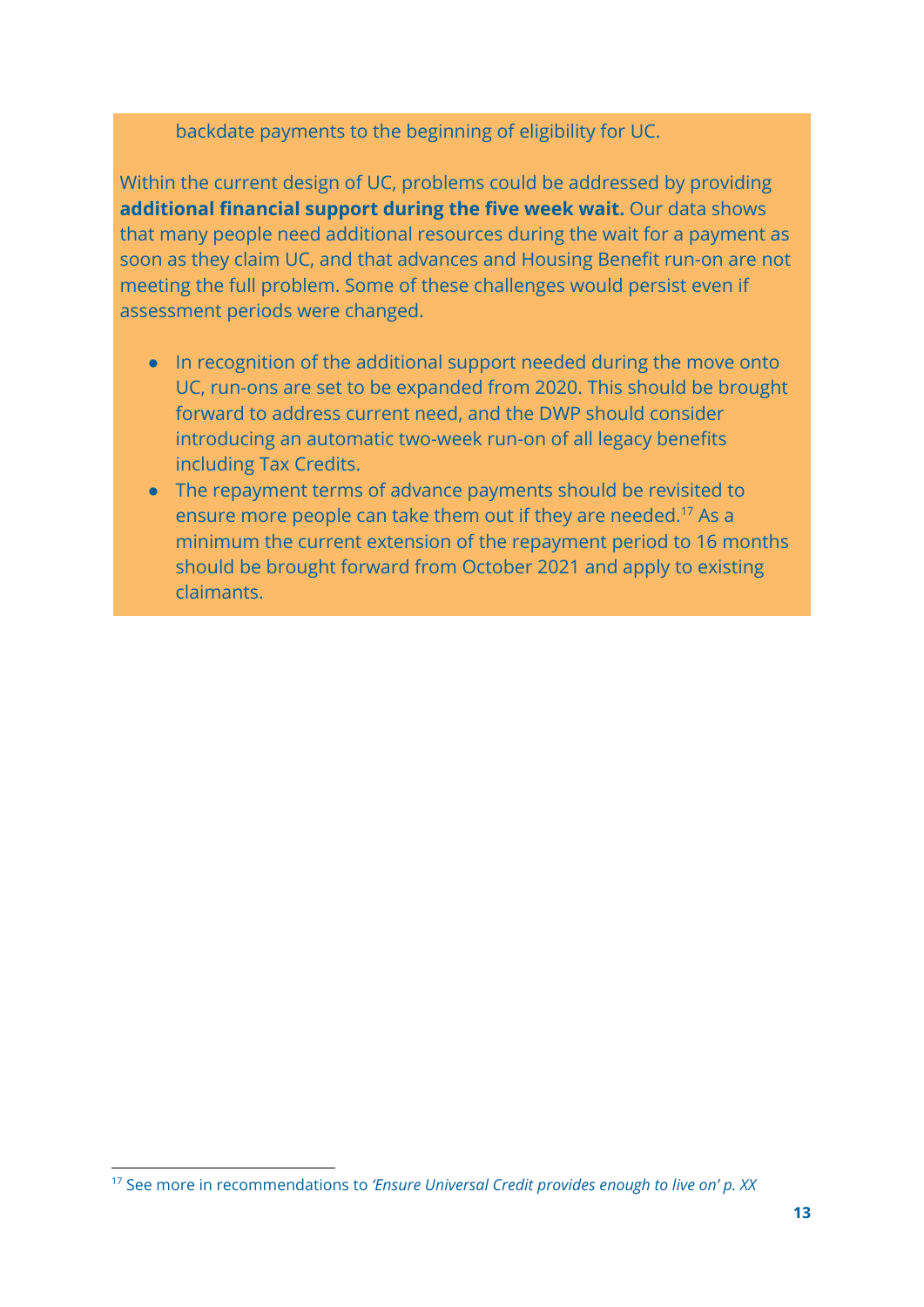backdate payments to the beginning of eligibility for UC.

Within the current design of UC, problems could be addressed by providing **additional financial support during the five week wait.** Our data shows that many people need additional resources during the wait for a payment as soon as they claim UC, and that advances and Housing Benefit run-on are not meeting the full problem. Some of these challenges would persist even if assessment periods were changed.

- In recognition of the additional support needed during the move onto UC, run-ons are set to be expanded from 2020. This should be brought forward to address current need, and the DWP should consider introducing an automatic two-week run-on of all legacy benefits including Tax Credits.
- The repayment terms of advance payments should be revisited to ensure more people can take them out if they are needed.[17] As a minimum the current extension of the repayment period to 16 months should be brought forward from October 2021 and apply to existing claimants.

[17] See more in recommendations to *'Ensure Universal Credit provides enough to live on' p. XX*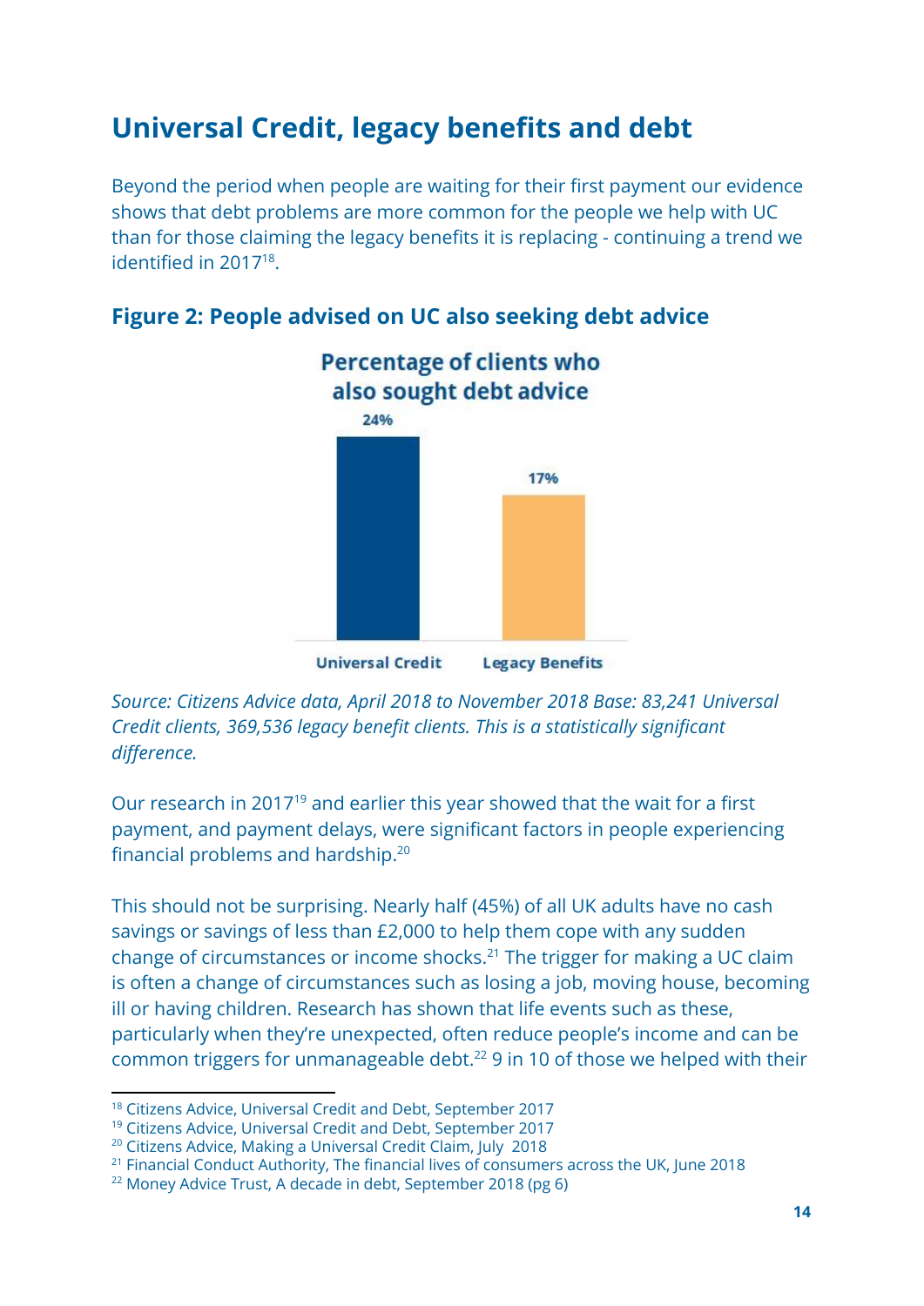## Universal Credit, legacy benefits and debt

Beyond the period when people are waiting for their first payment our evidence shows that debt problems are more common for the people we help with UC than for those claiming the legacy benefits it is replacing - continuing a trend we identified in 2017[18].

### Figure 2: People advised on UC also seeking debt advice

Percentage of clients who also sought debt advice

| | Universal Credit | Legacy Benefits |
|---|---|---|
| Percentage | 24% | 17% |

*Source: Citizens Advice data, April 2018 to November 2018 Base: 83,241 Universal Credit clients, 369,536 legacy benefit clients. This is a statistically significant difference.*

Our research in 2017[19] and earlier this year showed that the wait for a first payment, and payment delays, were significant factors in people experiencing financial problems and hardship.[20]

This should not be surprising. Nearly half (45%) of all UK adults have no cash savings or savings of less than £2,000 to help them cope with any sudden change of circumstances or income shocks.[21] The trigger for making a UC claim is often a change of circumstances such as losing a job, moving house, becoming ill or having children. Research has shown that life events such as these, particularly when they're unexpected, often reduce people's income and can be common triggers for unmanageable debt.[22] 9 in 10 of those we helped with their

---

[18] Citizens Advice, Universal Credit and Debt, September 2017

[19] Citizens Advice, Universal Credit and Debt, September 2017

[20] Citizens Advice, Making a Universal Credit Claim, July 2018

[21] Financial Conduct Authority, The financial lives of consumers across the UK, June 2018

[22] Money Advice Trust, A decade in debt, September 2018 (pg 6)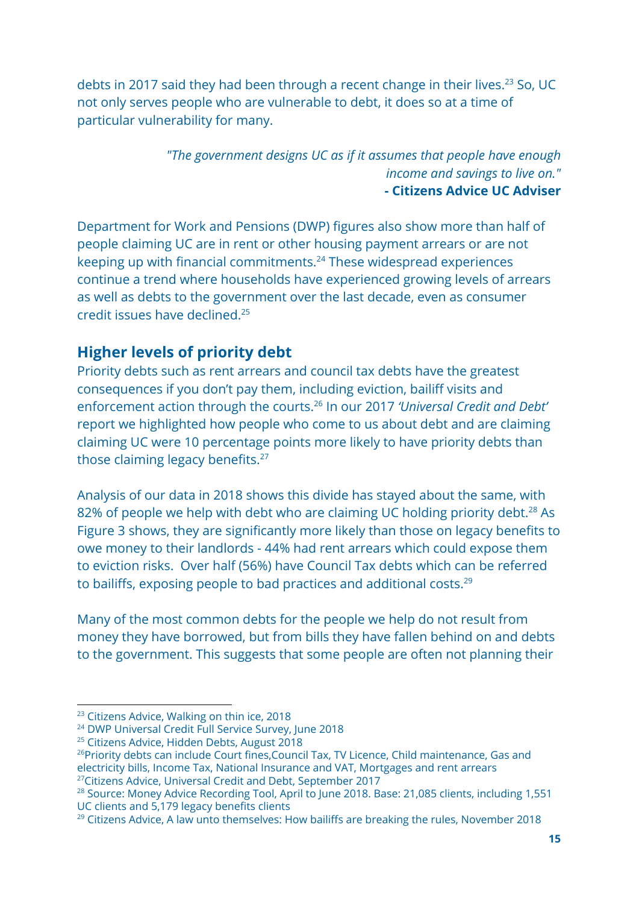debts in 2017 said they had been through a recent change in their lives.[23] So, UC not only serves people who are vulnerable to debt, it does so at a time of particular vulnerability for many.

> *"The government designs UC as if it assumes that people have enough income and savings to live on."*
> **- Citizens Advice UC Adviser**

Department for Work and Pensions (DWP) figures also show more than half of people claiming UC are in rent or other housing payment arrears or are not keeping up with financial commitments.[24] These widespread experiences continue a trend where households have experienced growing levels of arrears as well as debts to the government over the last decade, even as consumer credit issues have declined.[25]

## Higher levels of priority debt

Priority debts such as rent arrears and council tax debts have the greatest consequences if you don't pay them, including eviction, bailiff visits and enforcement action through the courts.[26] In our 2017 *'Universal Credit and Debt'* report we highlighted how people who come to us about debt and are claiming claiming UC were 10 percentage points more likely to have priority debts than those claiming legacy benefits.[27]

Analysis of our data in 2018 shows this divide has stayed about the same, with 82% of people we help with debt who are claiming UC holding priority debt.[28] As Figure 3 shows, they are significantly more likely than those on legacy benefits to owe money to their landlords - 44% had rent arrears which could expose them to eviction risks. Over half (56%) have Council Tax debts which can be referred to bailiffs, exposing people to bad practices and additional costs.[29]

Many of the most common debts for the people we help do not result from money they have borrowed, but from bills they have fallen behind on and debts to the government. This suggests that some people are often not planning their

---

[23] Citizens Advice, Walking on thin ice, 2018
[24] DWP Universal Credit Full Service Survey, June 2018
[25] Citizens Advice, Hidden Debts, August 2018
[26] Priority debts can include Court fines,Council Tax, TV Licence, Child maintenance, Gas and electricity bills, Income Tax, National Insurance and VAT, Mortgages and rent arrears
[27] Citizens Advice, Universal Credit and Debt, September 2017
[28] Source: Money Advice Recording Tool, April to June 2018. Base: 21,085 clients, including 1,551 UC clients and 5,179 legacy benefits clients
[29] Citizens Advice, A law unto themselves: How bailiffs are breaking the rules, November 2018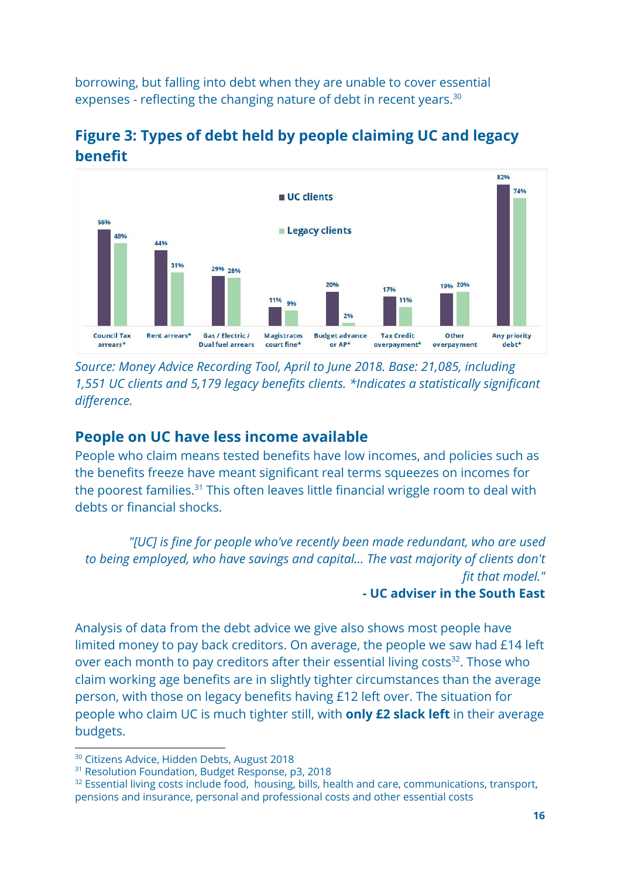borrowing, but falling into debt when they are unable to cover essential expenses - reflecting the changing nature of debt in recent years.[30]

## Figure 3: Types of debt held by people claiming UC and legacy benefit

| Type of debt | UC clients | Legacy clients |
| --- | --- | --- |
| Council Tax arrears* | 56% | 48% |
| Rent arrears* | 44% | 31% |
| Gas / Electric / Dual fuel arrears | 29% | 28% |
| Magistrates court fine* | 11% | 9% |
| Budget advance or AP* | 20% | 2% |
| Tax Credit overpayment* | 17% | 11% |
| Other overpayment | 19% | 20% |
| Any priority debt* | 82% | 74% |

*Source: Money Advice Recording Tool, April to June 2018. Base: 21,085, including 1,551 UC clients and 5,179 legacy benefits clients. \*Indicates a statistically significant difference.*

## People on UC have less income available

People who claim means tested benefits have low incomes, and policies such as the benefits freeze have meant significant real terms squeezes on incomes for the poorest families.[31] This often leaves little financial wriggle room to deal with debts or financial shocks.

> *"[UC] is fine for people who've recently been made redundant, who are used to being employed, who have savings and capital... The vast majority of clients don't fit that model."*
>
> **- UC adviser in the South East**

Analysis of data from the debt advice we give also shows most people have limited money to pay back creditors. On average, the people we saw had £14 left over each month to pay creditors after their essential living costs[32]. Those who claim working age benefits are in slightly tighter circumstances than the average person, with those on legacy benefits having £12 left over. The situation for people who claim UC is much tighter still, with **only £2 slack left** in their average budgets.

---

[30] Citizens Advice, Hidden Debts, August 2018

[31] Resolution Foundation, Budget Response, p3, 2018

[32] Essential living costs include food, housing, bills, health and care, communications, transport, pensions and insurance, personal and professional costs and other essential costs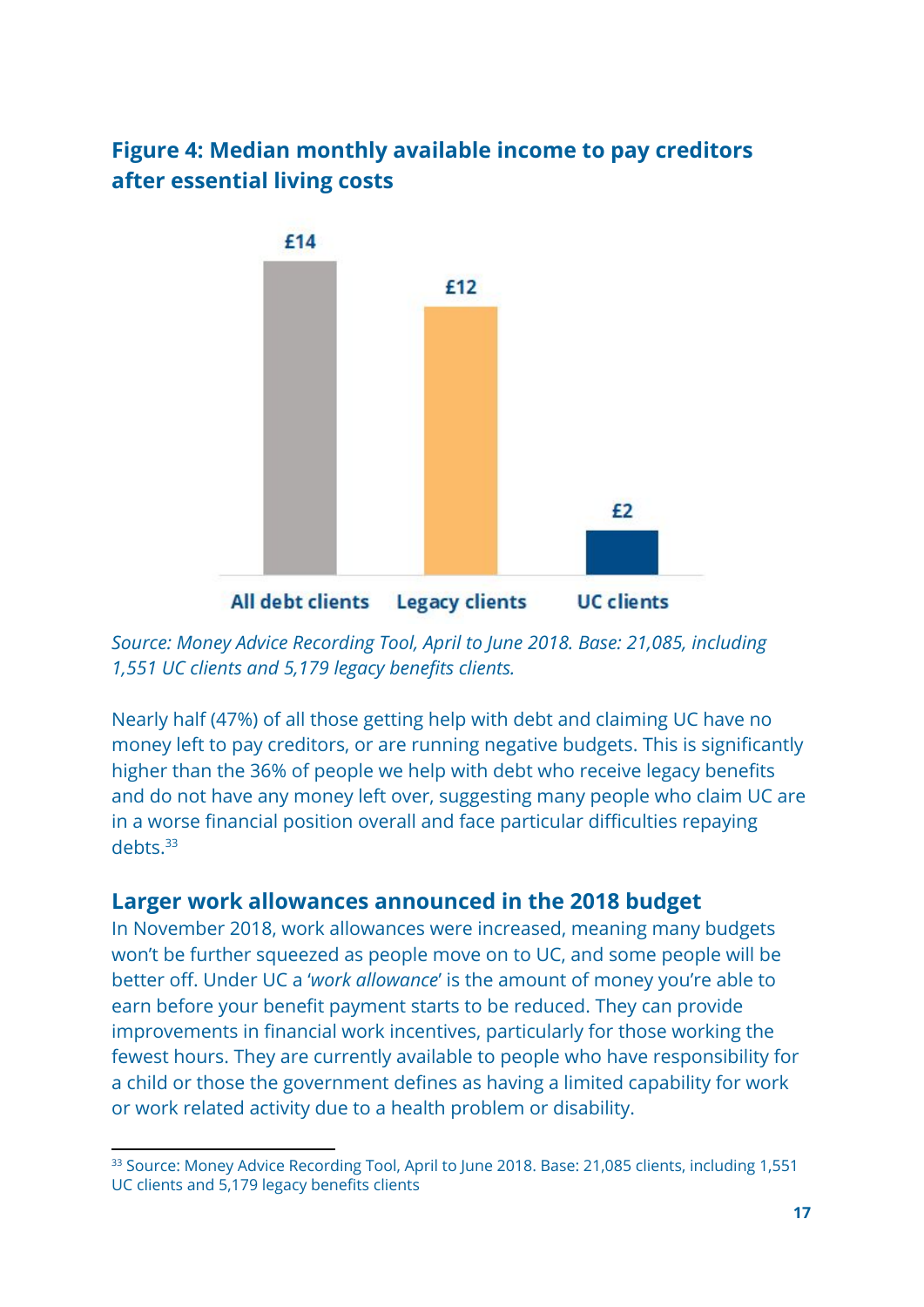## Figure 4: Median monthly available income to pay creditors after essential living costs

| | All debt clients | Legacy clients | UC clients |
|---|---|---|---|
| Median monthly available income | £14 | £12 | £2 |

*Source: Money Advice Recording Tool, April to June 2018. Base: 21,085, including 1,551 UC clients and 5,179 legacy benefits clients.*

Nearly half (47%) of all those getting help with debt and claiming UC have no money left to pay creditors, or are running negative budgets. This is significantly higher than the 36% of people we help with debt who receive legacy benefits and do not have any money left over, suggesting many people who claim UC are in a worse financial position overall and face particular difficulties repaying debts.[33]

## Larger work allowances announced in the 2018 budget

In November 2018, work allowances were increased, meaning many budgets won't be further squeezed as people move on to UC, and some people will be better off. Under UC a '*work allowance*' is the amount of money you're able to earn before your benefit payment starts to be reduced. They can provide improvements in financial work incentives, particularly for those working the fewest hours. They are currently available to people who have responsibility for a child or those the government defines as having a limited capability for work or work related activity due to a health problem or disability.

[33] Source: Money Advice Recording Tool, April to June 2018. Base: 21,085 clients, including 1,551 UC clients and 5,179 legacy benefits clients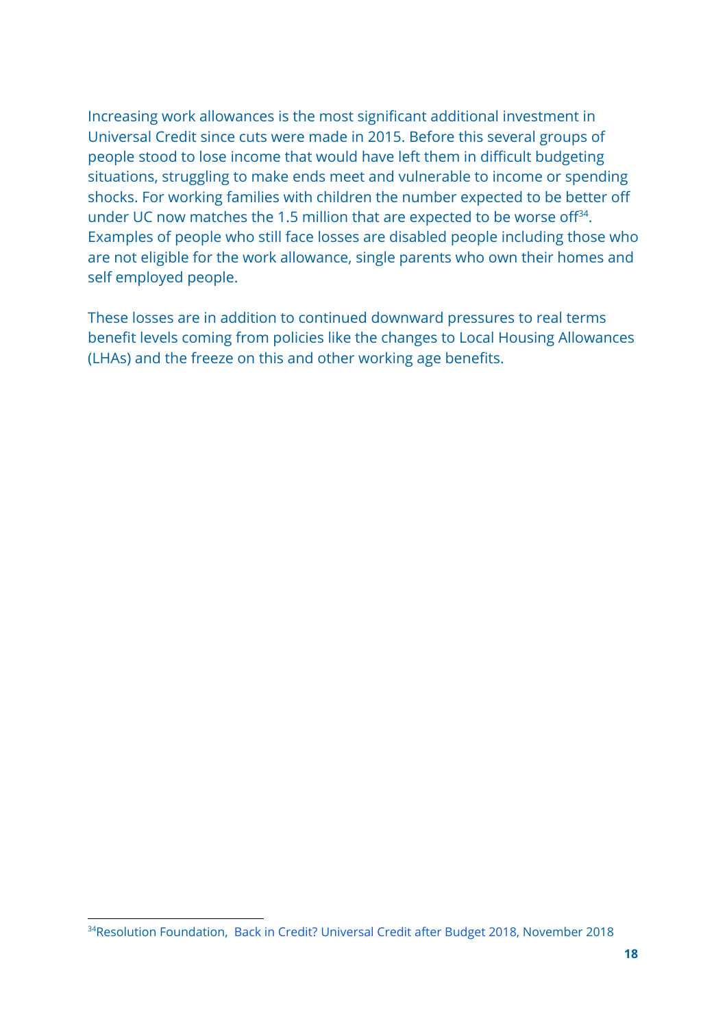Increasing work allowances is the most significant additional investment in Universal Credit since cuts were made in 2015. Before this several groups of people stood to lose income that would have left them in difficult budgeting situations, struggling to make ends meet and vulnerable to income or spending shocks. For working families with children the number expected to be better off under UC now matches the 1.5 million that are expected to be worse off[34]. Examples of people who still face losses are disabled people including those who are not eligible for the work allowance, single parents who own their homes and self employed people.

These losses are in addition to continued downward pressures to real terms benefit levels coming from policies like the changes to Local Housing Allowances (LHAs) and the freeze on this and other working age benefits.

[34]Resolution Foundation, Back in Credit? Universal Credit after Budget 2018, November 2018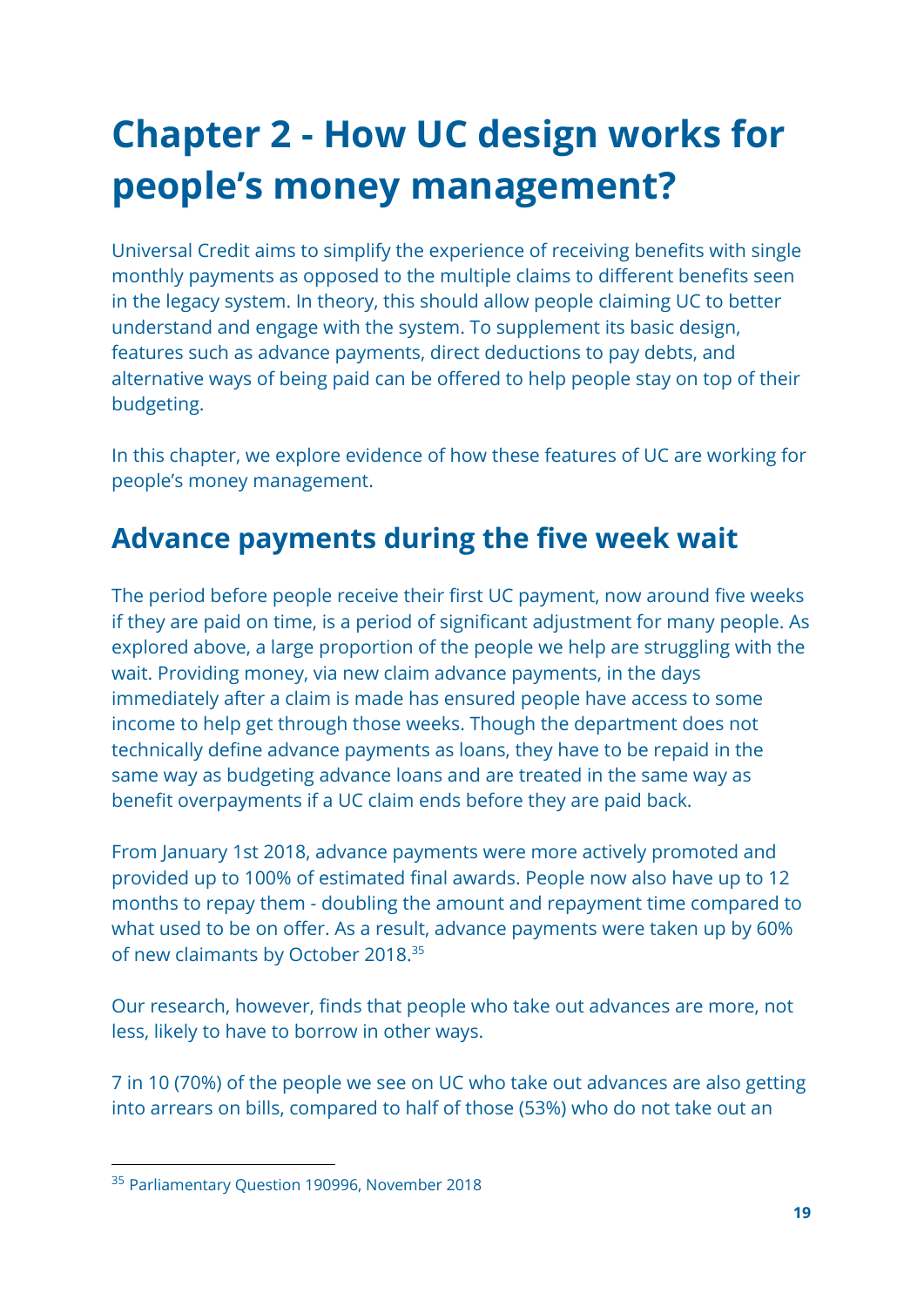# Chapter 2 - How UC design works for people's money management?

Universal Credit aims to simplify the experience of receiving benefits with single monthly payments as opposed to the multiple claims to different benefits seen in the legacy system. In theory, this should allow people claiming UC to better understand and engage with the system. To supplement its basic design, features such as advance payments, direct deductions to pay debts, and alternative ways of being paid can be offered to help people stay on top of their budgeting.

In this chapter, we explore evidence of how these features of UC are working for people's money management.

## Advance payments during the five week wait

The period before people receive their first UC payment, now around five weeks if they are paid on time, is a period of significant adjustment for many people. As explored above, a large proportion of the people we help are struggling with the wait. Providing money, via new claim advance payments, in the days immediately after a claim is made has ensured people have access to some income to help get through those weeks. Though the department does not technically define advance payments as loans, they have to be repaid in the same way as budgeting advance loans and are treated in the same way as benefit overpayments if a UC claim ends before they are paid back.

From January 1st 2018, advance payments were more actively promoted and provided up to 100% of estimated final awards. People now also have up to 12 months to repay them - doubling the amount and repayment time compared to what used to be on offer. As a result, advance payments were taken up by 60% of new claimants by October 2018.[35]

Our research, however, finds that people who take out advances are more, not less, likely to have to borrow in other ways.

7 in 10 (70%) of the people we see on UC who take out advances are also getting into arrears on bills, compared to half of those (53%) who do not take out an

[35] Parliamentary Question 190996, November 2018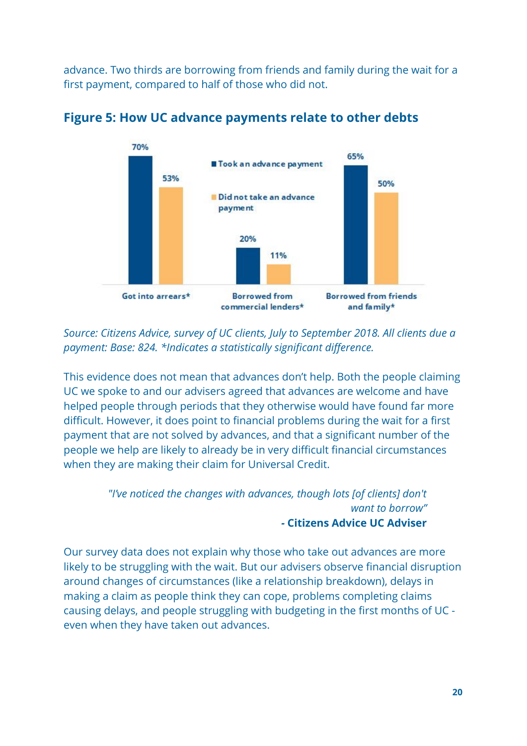advance. Two thirds are borrowing from friends and family during the wait for a first payment, compared to half of those who did not.

## Figure 5: How UC advance payments relate to other debts

| | Took an advance payment | Did not take an advance payment |
|---|---|---|
| Got into arrears* | 70% | 53% |
| Borrowed from commercial lenders* | 20% | 11% |
| Borrowed from friends and family* | 65% | 50% |

*Source: Citizens Advice, survey of UC clients, July to September 2018. All clients due a payment: Base: 824. *Indicates a statistically significant difference.*

This evidence does not mean that advances don't help. Both the people claiming UC we spoke to and our advisers agreed that advances are welcome and have helped people through periods that they otherwise would have found far more difficult. However, it does point to financial problems during the wait for a first payment that are not solved by advances, and that a significant number of the people we help are likely to already be in very difficult financial circumstances when they are making their claim for Universal Credit.

> *"I've noticed the changes with advances, though lots [of clients] don't want to borrow"*
> **- Citizens Advice UC Adviser**

Our survey data does not explain why those who take out advances are more likely to be struggling with the wait. But our advisers observe financial disruption around changes of circumstances (like a relationship breakdown), delays in making a claim as people think they can cope, problems completing claims causing delays, and people struggling with budgeting in the first months of UC - even when they have taken out advances.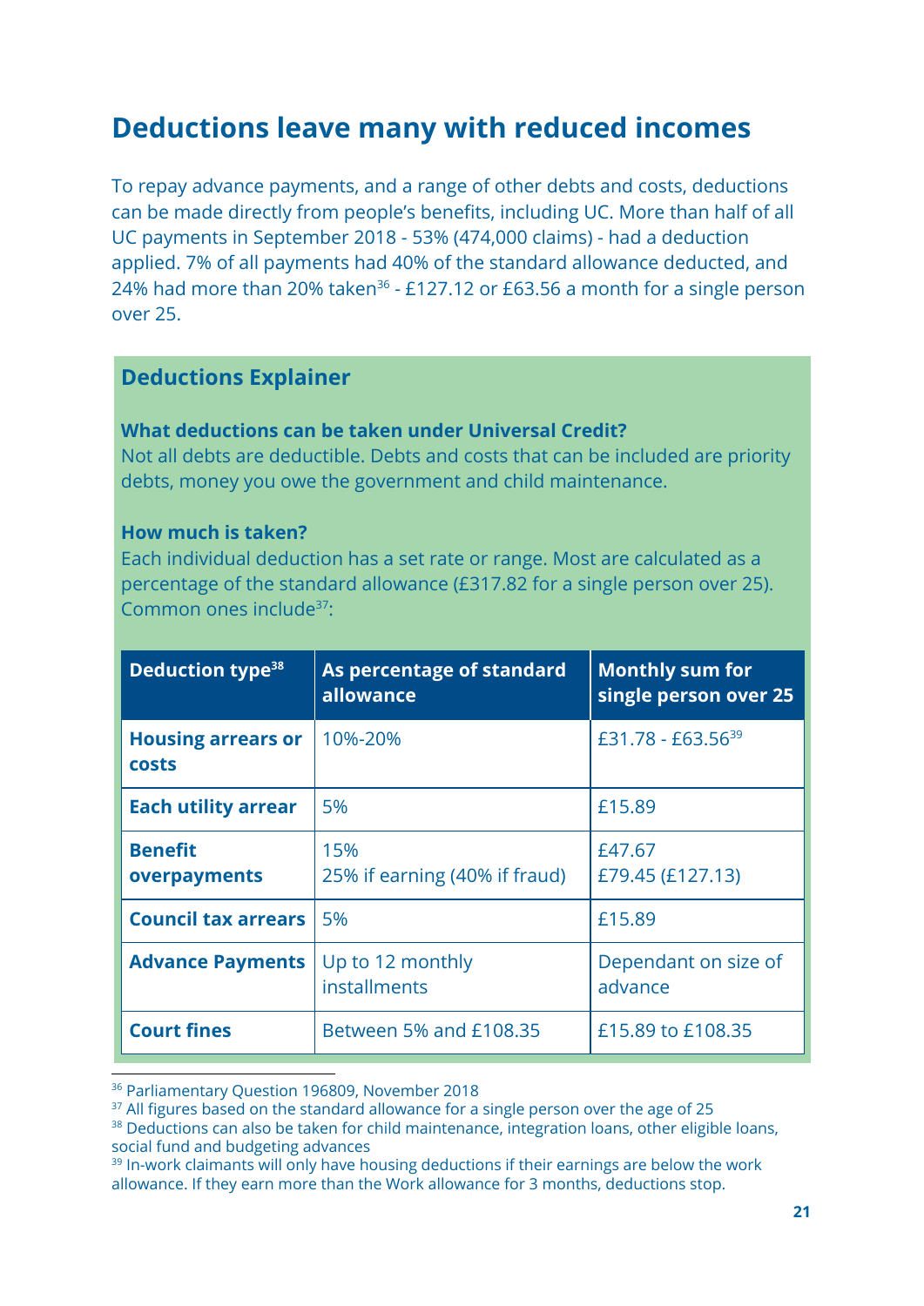## Deductions leave many with reduced incomes

To repay advance payments, and a range of other debts and costs, deductions can be made directly from people's benefits, including UC. More than half of all UC payments in September 2018 - 53% (474,000 claims) - had a deduction applied. 7% of all payments had 40% of the standard allowance deducted, and 24% had more than 20% taken[36] - £127.12 or £63.56 a month for a single person over 25.

### Deductions Explainer

**What deductions can be taken under Universal Credit?**
Not all debts are deductible. Debts and costs that can be included are priority debts, money you owe the government and child maintenance.

**How much is taken?**
Each individual deduction has a set rate or range. Most are calculated as a percentage of the standard allowance (£317.82 for a single person over 25). Common ones include[37]:

| Deduction type[38] | As percentage of standard allowance | Monthly sum for single person over 25 |
|---|---|---|
| **Housing arrears or costs** | 10%-20% | £31.78 - £63.56[39] |
| **Each utility arrear** | 5% | £15.89 |
| **Benefit overpayments** | 15%<br>25% if earning (40% if fraud) | £47.67<br>£79.45 (£127.13) |
| **Council tax arrears** | 5% | £15.89 |
| **Advance Payments** | Up to 12 monthly installments | Dependant on size of advance |
| **Court fines** | Between 5% and £108.35 | £15.89 to £108.35 |

[36] Parliamentary Question 196809, November 2018
[37] All figures based on the standard allowance for a single person over the age of 25
[38] Deductions can also be taken for child maintenance, integration loans, other eligible loans, social fund and budgeting advances
[39] In-work claimants will only have housing deductions if their earnings are below the work allowance. If they earn more than the Work allowance for 3 months, deductions stop.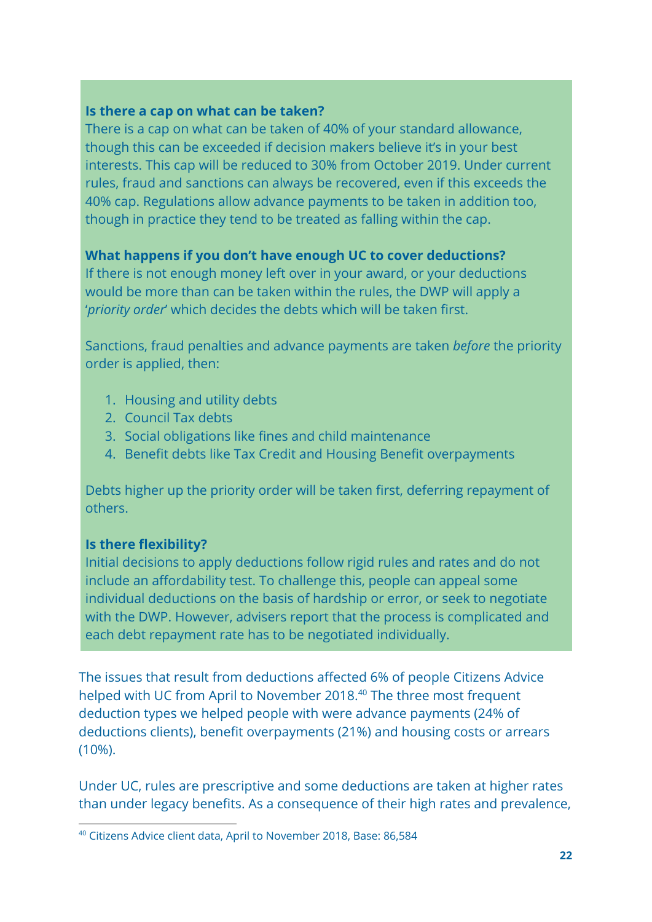**Is there a cap on what can be taken?**

There is a cap on what can be taken of 40% of your standard allowance, though this can be exceeded if decision makers believe it's in your best interests. This cap will be reduced to 30% from October 2019. Under current rules, fraud and sanctions can always be recovered, even if this exceeds the 40% cap. Regulations allow advance payments to be taken in addition too, though in practice they tend to be treated as falling within the cap.

**What happens if you don't have enough UC to cover deductions?**

If there is not enough money left over in your award, or your deductions would be more than can be taken within the rules, the DWP will apply a '*priority order*' which decides the debts which will be taken first.

Sanctions, fraud penalties and advance payments are taken *before* the priority order is applied, then:

1. Housing and utility debts
2. Council Tax debts
3. Social obligations like fines and child maintenance
4. Benefit debts like Tax Credit and Housing Benefit overpayments

Debts higher up the priority order will be taken first, deferring repayment of others.

**Is there flexibility?**

Initial decisions to apply deductions follow rigid rules and rates and do not include an affordability test. To challenge this, people can appeal some individual deductions on the basis of hardship or error, or seek to negotiate with the DWP. However, advisers report that the process is complicated and each debt repayment rate has to be negotiated individually.

The issues that result from deductions affected 6% of people Citizens Advice helped with UC from April to November 2018.[40] The three most frequent deduction types we helped people with were advance payments (24% of deductions clients), benefit overpayments (21%) and housing costs or arrears (10%).

Under UC, rules are prescriptive and some deductions are taken at higher rates than under legacy benefits. As a consequence of their high rates and prevalence,

[40] Citizens Advice client data, April to November 2018, Base: 86,584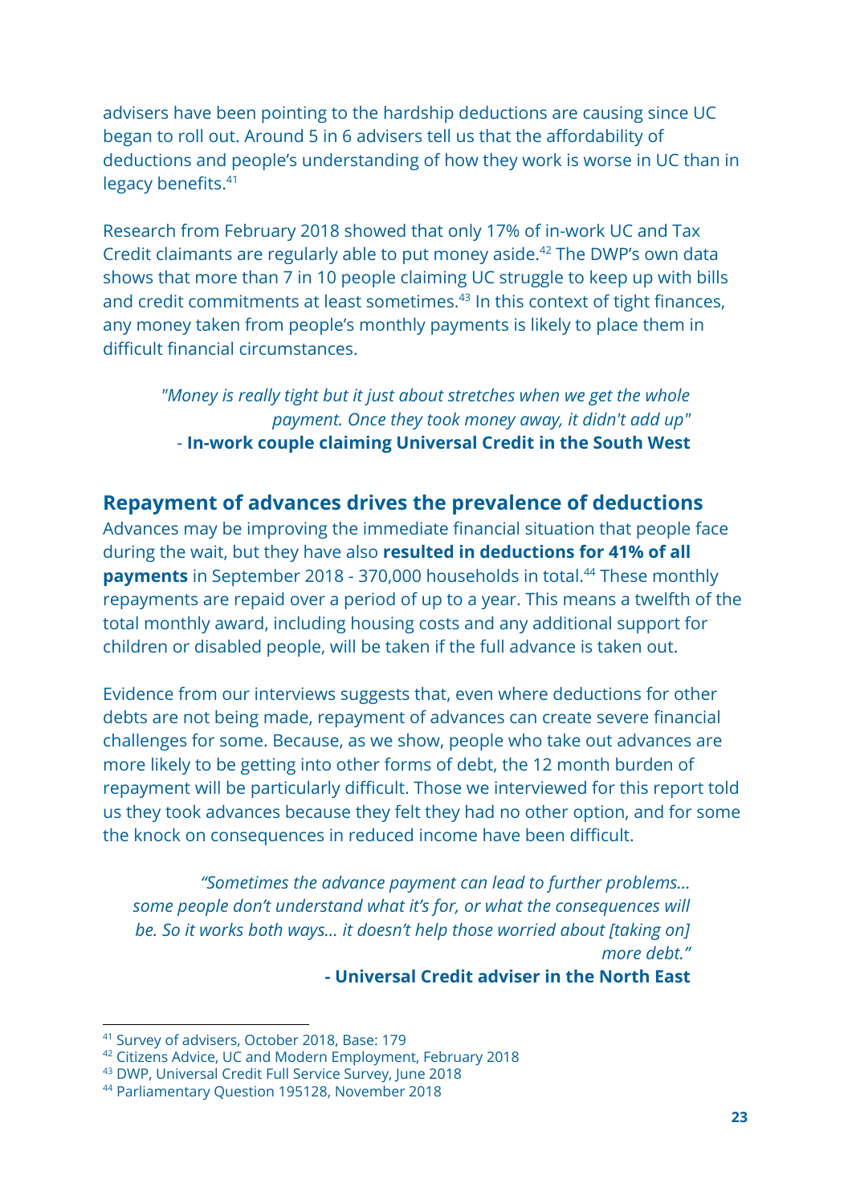advisers have been pointing to the hardship deductions are causing since UC began to roll out. Around 5 in 6 advisers tell us that the affordability of deductions and people's understanding of how they work is worse in UC than in legacy benefits.[41]

Research from February 2018 showed that only 17% of in-work UC and Tax Credit claimants are regularly able to put money aside.[42] The DWP's own data shows that more than 7 in 10 people claiming UC struggle to keep up with bills and credit commitments at least sometimes.[43] In this context of tight finances, any money taken from people's monthly payments is likely to place them in difficult financial circumstances.

> *"Money is really tight but it just about stretches when we get the whole payment. Once they took money away, it didn't add up"*
> - **In-work couple claiming Universal Credit in the South West**

## Repayment of advances drives the prevalence of deductions

Advances may be improving the immediate financial situation that people face during the wait, but they have also **resulted in deductions for 41% of all payments** in September 2018 - 370,000 households in total.[44] These monthly repayments are repaid over a period of up to a year. This means a twelfth of the total monthly award, including housing costs and any additional support for children or disabled people, will be taken if the full advance is taken out.

Evidence from our interviews suggests that, even where deductions for other debts are not being made, repayment of advances can create severe financial challenges for some. Because, as we show, people who take out advances are more likely to be getting into other forms of debt, the 12 month burden of repayment will be particularly difficult. Those we interviewed for this report told us they took advances because they felt they had no other option, and for some the knock on consequences in reduced income have been difficult.

> *"Sometimes the advance payment can lead to further problems... some people don't understand what it's for, or what the consequences will be. So it works both ways... it doesn't help those worried about [taking on] more debt."*
> **- Universal Credit adviser in the North East**

---

[41] Survey of advisers, October 2018, Base: 179

[42] Citizens Advice, UC and Modern Employment, February 2018

[43] DWP, Universal Credit Full Service Survey, June 2018

[44] Parliamentary Question 195128, November 2018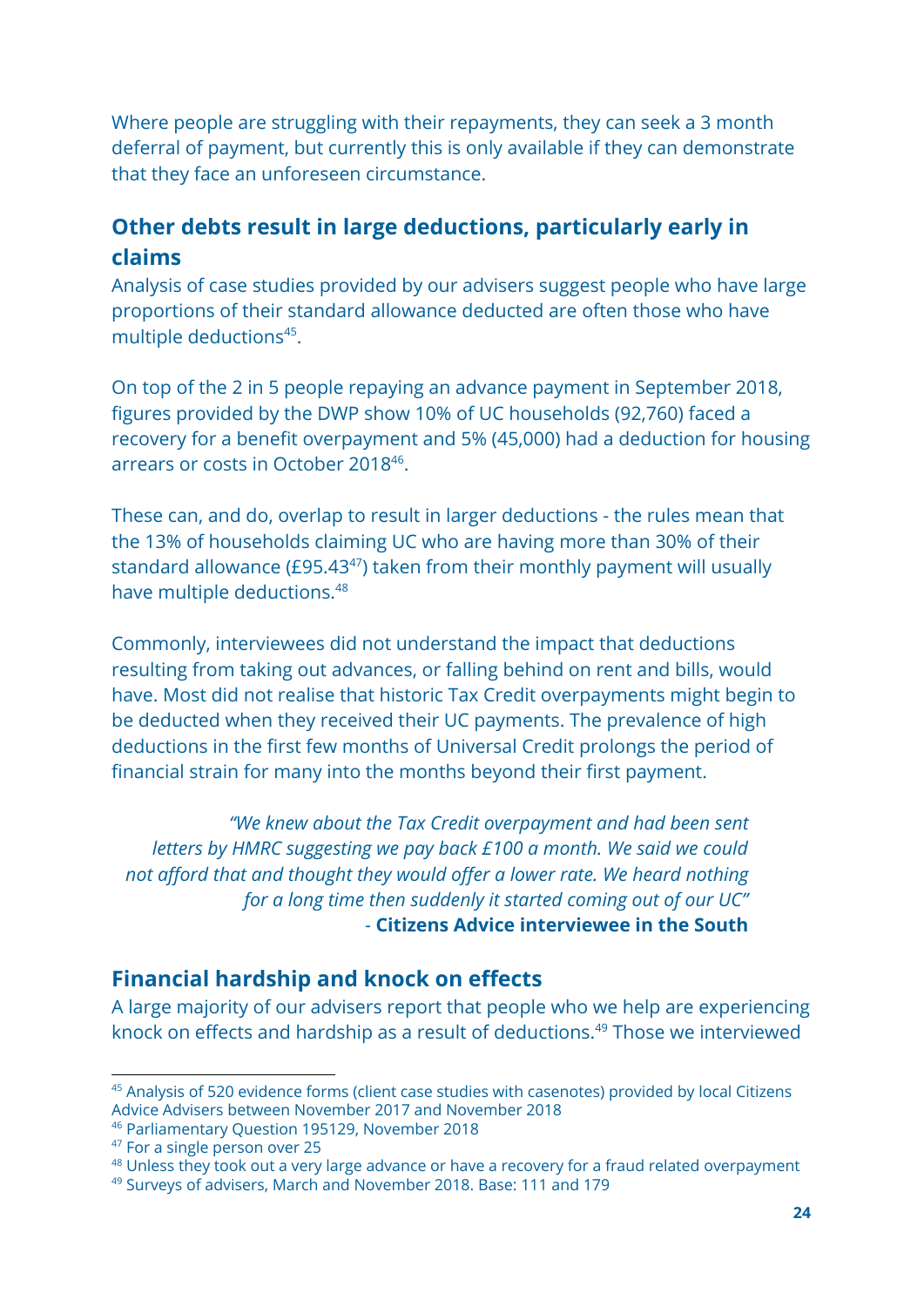Where people are struggling with their repayments, they can seek a 3 month deferral of payment, but currently this is only available if they can demonstrate that they face an unforeseen circumstance.

## Other debts result in large deductions, particularly early in claims

Analysis of case studies provided by our advisers suggest people who have large proportions of their standard allowance deducted are often those who have multiple deductions[45].

On top of the 2 in 5 people repaying an advance payment in September 2018, figures provided by the DWP show 10% of UC households (92,760) faced a recovery for a benefit overpayment and 5% (45,000) had a deduction for housing arrears or costs in October 2018[46].

These can, and do, overlap to result in larger deductions - the rules mean that the 13% of households claiming UC who are having more than 30% of their standard allowance (£95.43[47]) taken from their monthly payment will usually have multiple deductions.[48]

Commonly, interviewees did not understand the impact that deductions resulting from taking out advances, or falling behind on rent and bills, would have. Most did not realise that historic Tax Credit overpayments might begin to be deducted when they received their UC payments. The prevalence of high deductions in the first few months of Universal Credit prolongs the period of financial strain for many into the months beyond their first payment.

> *"We knew about the Tax Credit overpayment and had been sent letters by HMRC suggesting we pay back £100 a month. We said we could not afford that and thought they would offer a lower rate. We heard nothing for a long time then suddenly it started coming out of our UC"*
> - **Citizens Advice interviewee in the South**

## Financial hardship and knock on effects

A large majority of our advisers report that people who we help are experiencing knock on effects and hardship as a result of deductions.[49] Those we interviewed

---

[45] Analysis of 520 evidence forms (client case studies with casenotes) provided by local Citizens Advice Advisers between November 2017 and November 2018

[46] Parliamentary Question 195129, November 2018

[47] For a single person over 25

[48] Unless they took out a very large advance or have a recovery for a fraud related overpayment

[49] Surveys of advisers, March and November 2018. Base: 111 and 179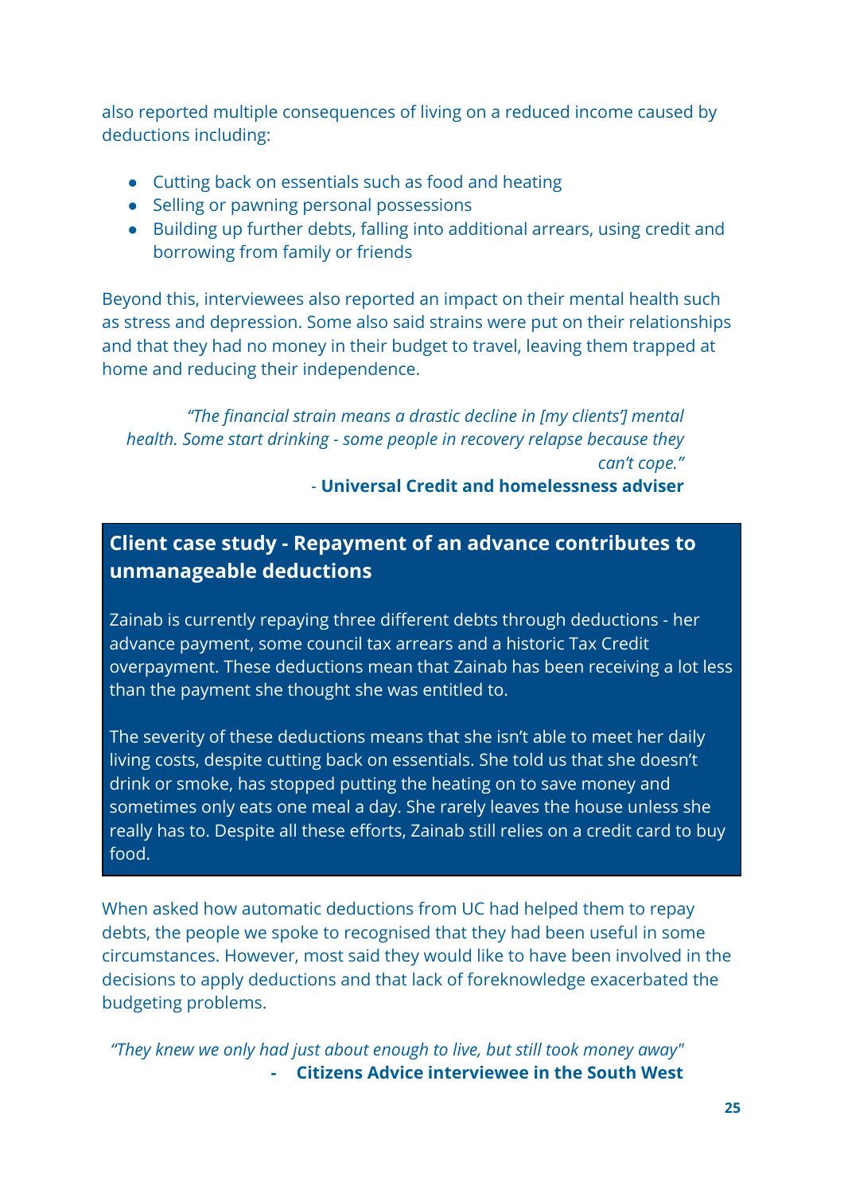also reported multiple consequences of living on a reduced income caused by deductions including:

- Cutting back on essentials such as food and heating
- Selling or pawning personal possessions
- Building up further debts, falling into additional arrears, using credit and borrowing from family or friends

Beyond this, interviewees also reported an impact on their mental health such as stress and depression. Some also said strains were put on their relationships and that they had no money in their budget to travel, leaving them trapped at home and reducing their independence.

> *"The financial strain means a drastic decline in [my clients'] mental health. Some start drinking - some people in recovery relapse because they can't cope."*
>
> \- **Universal Credit and homelessness adviser**

### Client case study - Repayment of an advance contributes to unmanageable deductions

Zainab is currently repaying three different debts through deductions - her advance payment, some council tax arrears and a historic Tax Credit overpayment. These deductions mean that Zainab has been receiving a lot less than the payment she thought she was entitled to.

The severity of these deductions means that she isn't able to meet her daily living costs, despite cutting back on essentials. She told us that she doesn't drink or smoke, has stopped putting the heating on to save money and sometimes only eats one meal a day. She rarely leaves the house unless she really has to. Despite all these efforts, Zainab still relies on a credit card to buy food.

When asked how automatic deductions from UC had helped them to repay debts, the people we spoke to recognised that they had been useful in some circumstances. However, most said they would like to have been involved in the decisions to apply deductions and that lack of foreknowledge exacerbated the budgeting problems.

> *"They knew we only had just about enough to live, but still took money away"*
>
> \- **Citizens Advice interviewee in the South West**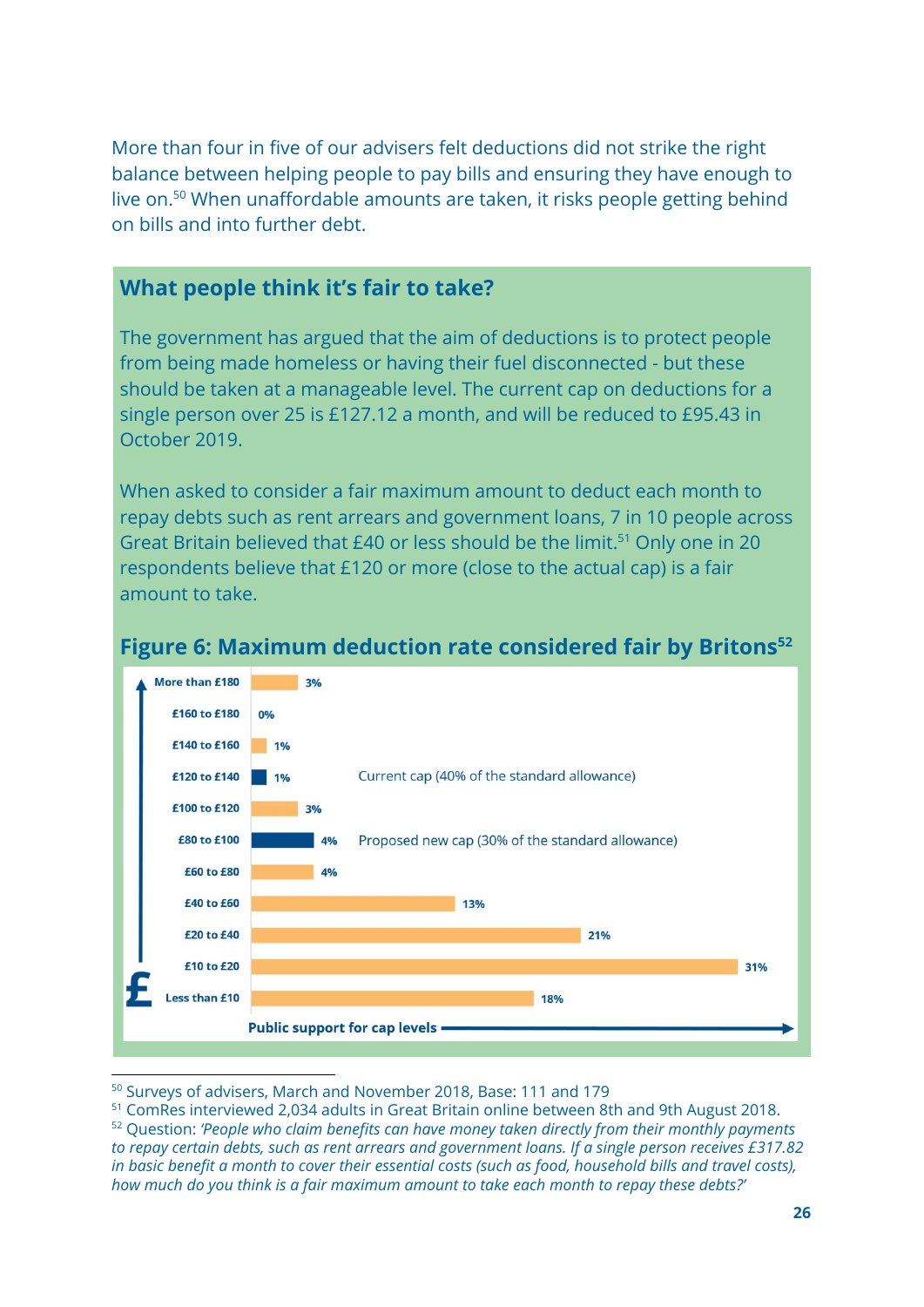More than four in five of our advisers felt deductions did not strike the right balance between helping people to pay bills and ensuring they have enough to live on.[50] When unaffordable amounts are taken, it risks people getting behind on bills and into further debt.

## What people think it's fair to take?

The government has argued that the aim of deductions is to protect people from being made homeless or having their fuel disconnected - but these should be taken at a manageable level. The current cap on deductions for a single person over 25 is £127.12 a month, and will be reduced to £95.43 in October 2019.

When asked to consider a fair maximum amount to deduct each month to repay debts such as rent arrears and government loans, 7 in 10 people across Great Britain believed that £40 or less should be the limit.[51] Only one in 20 respondents believe that £120 or more (close to the actual cap) is a fair amount to take.

### Figure 6: Maximum deduction rate considered fair by Britons[52]

| £ | Public support for cap levels | |
|---|---|---|
| More than £180 | 3% | |
| £160 to £180 | 0% | |
| £140 to £160 | 1% | |
| £120 to £140 | 1% | Current cap (40% of the standard allowance) |
| £100 to £120 | 3% | |
| £80 to £100 | 4% | Proposed new cap (30% of the standard allowance) |
| £60 to £80 | 4% | |
| £40 to £60 | 13% | |
| £20 to £40 | 21% | |
| £10 to £20 | 31% | |
| Less than £10 | 18% | |

---

[50] Surveys of advisers, March and November 2018, Base: 111 and 179

[51] ComRes interviewed 2,034 adults in Great Britain online between 8th and 9th August 2018.

[52] Question: *'People who claim benefits can have money taken directly from their monthly payments to repay certain debts, such as rent arrears and government loans. If a single person receives £317.82 in basic benefit a month to cover their essential costs (such as food, household bills and travel costs), how much do you think is a fair maximum amount to take each month to repay these debts?'*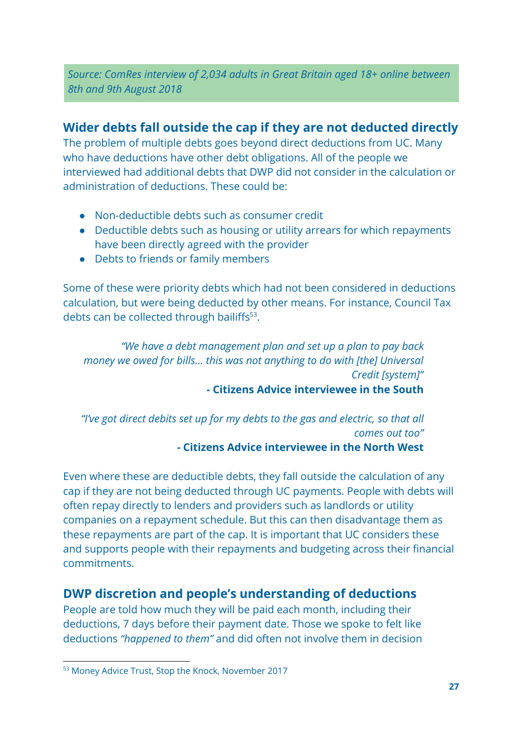*Source: ComRes interview of 2,034 adults in Great Britain aged 18+ online between 8th and 9th August 2018*

## Wider debts fall outside the cap if they are not deducted directly

The problem of multiple debts goes beyond direct deductions from UC. Many who have deductions have other debt obligations. All of the people we interviewed had additional debts that DWP did not consider in the calculation or administration of deductions. These could be:

- Non-deductible debts such as consumer credit
- Deductible debts such as housing or utility arrears for which repayments have been directly agreed with the provider
- Debts to friends or family members

Some of these were priority debts which had not been considered in deductions calculation, but were being deducted by other means. For instance, Council Tax debts can be collected through bailiffs[53].

> *"We have a debt management plan and set up a plan to pay back money we owed for bills... this was not anything to do with [the] Universal Credit [system]"*
>
> **- Citizens Advice interviewee in the South**

> *"I've got direct debits set up for my debts to the gas and electric, so that all comes out too"*
>
> **- Citizens Advice interviewee in the North West**

Even where these are deductible debts, they fall outside the calculation of any cap if they are not being deducted through UC payments. People with debts will often repay directly to lenders and providers such as landlords or utility companies on a repayment schedule. But this can then disadvantage them as these repayments are part of the cap. It is important that UC considers these and supports people with their repayments and budgeting across their financial commitments.

## DWP discretion and people's understanding of deductions

People are told how much they will be paid each month, including their deductions, 7 days before their payment date. Those we spoke to felt like deductions *"happened to them"* and did often not involve them in decision

---

[53] Money Advice Trust, Stop the Knock, November 2017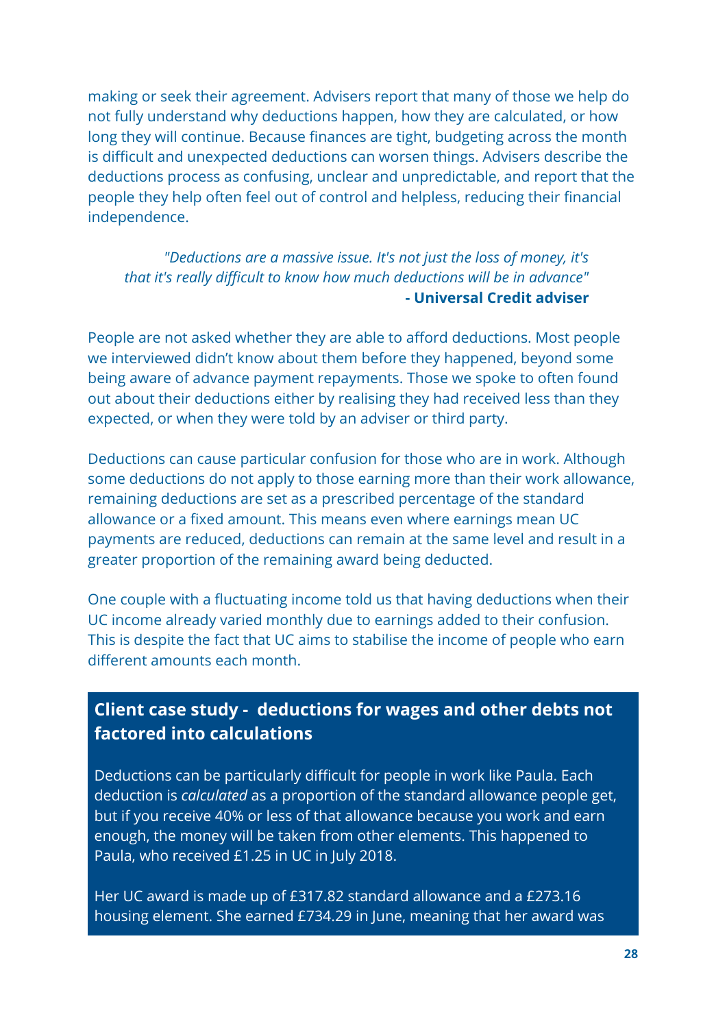making or seek their agreement. Advisers report that many of those we help do not fully understand why deductions happen, how they are calculated, or how long they will continue. Because finances are tight, budgeting across the month is difficult and unexpected deductions can worsen things. Advisers describe the deductions process as confusing, unclear and unpredictable, and report that the people they help often feel out of control and helpless, reducing their financial independence.

> *"Deductions are a massive issue. It's not just the loss of money, it's that it's really difficult to know how much deductions will be in advance"*
> **- Universal Credit adviser**

People are not asked whether they are able to afford deductions. Most people we interviewed didn't know about them before they happened, beyond some being aware of advance payment repayments. Those we spoke to often found out about their deductions either by realising they had received less than they expected, or when they were told by an adviser or third party.

Deductions can cause particular confusion for those who are in work. Although some deductions do not apply to those earning more than their work allowance, remaining deductions are set as a prescribed percentage of the standard allowance or a fixed amount. This means even where earnings mean UC payments are reduced, deductions can remain at the same level and result in a greater proportion of the remaining award being deducted.

One couple with a fluctuating income told us that having deductions when their UC income already varied monthly due to earnings added to their confusion. This is despite the fact that UC aims to stabilise the income of people who earn different amounts each month.

### Client case study - deductions for wages and other debts not factored into calculations

Deductions can be particularly difficult for people in work like Paula. Each deduction is *calculated* as a proportion of the standard allowance people get, but if you receive 40% or less of that allowance because you work and earn enough, the money will be taken from other elements. This happened to Paula, who received £1.25 in UC in July 2018.

Her UC award is made up of £317.82 standard allowance and a £273.16 housing element. She earned £734.29 in June, meaning that her award was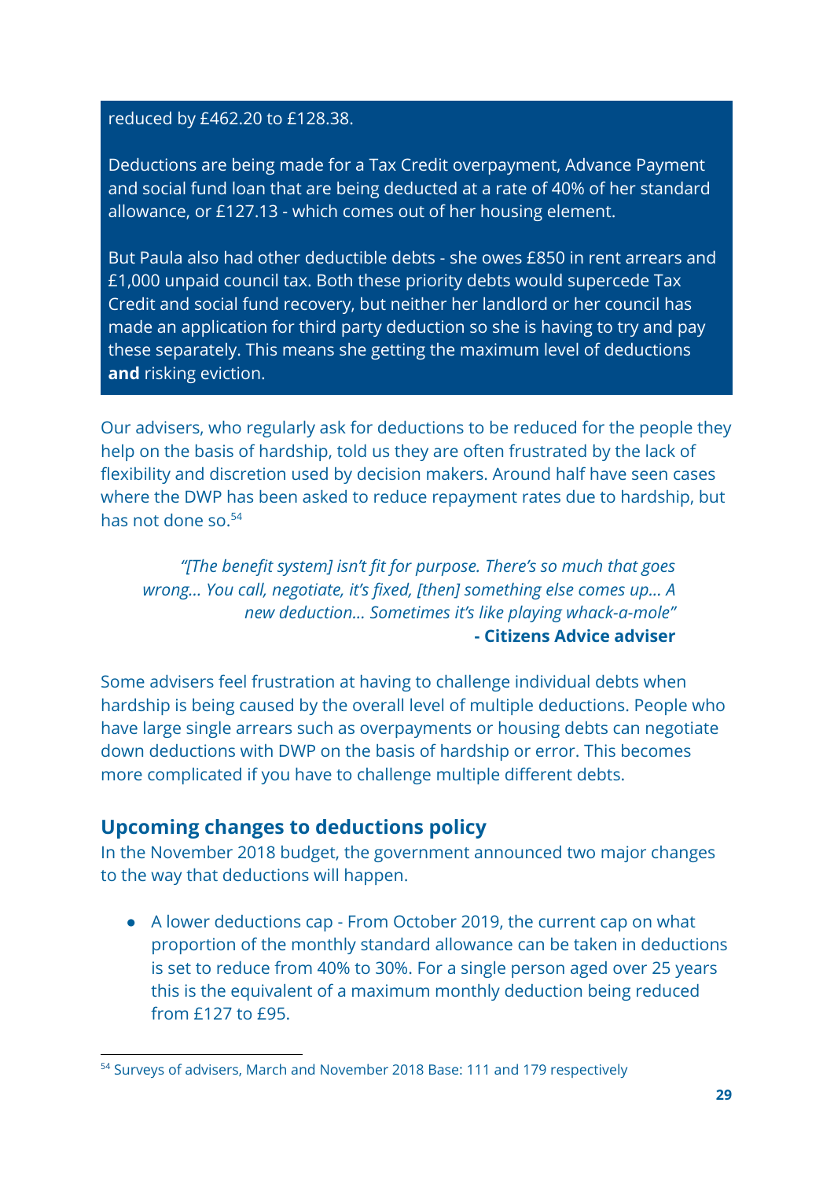reduced by £462.20 to £128.38.

Deductions are being made for a Tax Credit overpayment, Advance Payment and social fund loan that are being deducted at a rate of 40% of her standard allowance, or £127.13 - which comes out of her housing element.

But Paula also had other deductible debts - she owes £850 in rent arrears and £1,000 unpaid council tax. Both these priority debts would supercede Tax Credit and social fund recovery, but neither her landlord or her council has made an application for third party deduction so she is having to try and pay these separately. This means she getting the maximum level of deductions **and** risking eviction.

Our advisers, who regularly ask for deductions to be reduced for the people they help on the basis of hardship, told us they are often frustrated by the lack of flexibility and discretion used by decision makers. Around half have seen cases where the DWP has been asked to reduce repayment rates due to hardship, but has not done so.[54]

> *"[The benefit system] isn't fit for purpose. There's so much that goes wrong... You call, negotiate, it's fixed, [then] something else comes up... A new deduction... Sometimes it's like playing whack-a-mole"*
> **- Citizens Advice adviser**

Some advisers feel frustration at having to challenge individual debts when hardship is being caused by the overall level of multiple deductions. People who have large single arrears such as overpayments or housing debts can negotiate down deductions with DWP on the basis of hardship or error. This becomes more complicated if you have to challenge multiple different debts.

## Upcoming changes to deductions policy

In the November 2018 budget, the government announced two major changes to the way that deductions will happen.

- A lower deductions cap - From October 2019, the current cap on what proportion of the monthly standard allowance can be taken in deductions is set to reduce from 40% to 30%. For a single person aged over 25 years this is the equivalent of a maximum monthly deduction being reduced from £127 to £95.

[54] Surveys of advisers, March and November 2018 Base: 111 and 179 respectively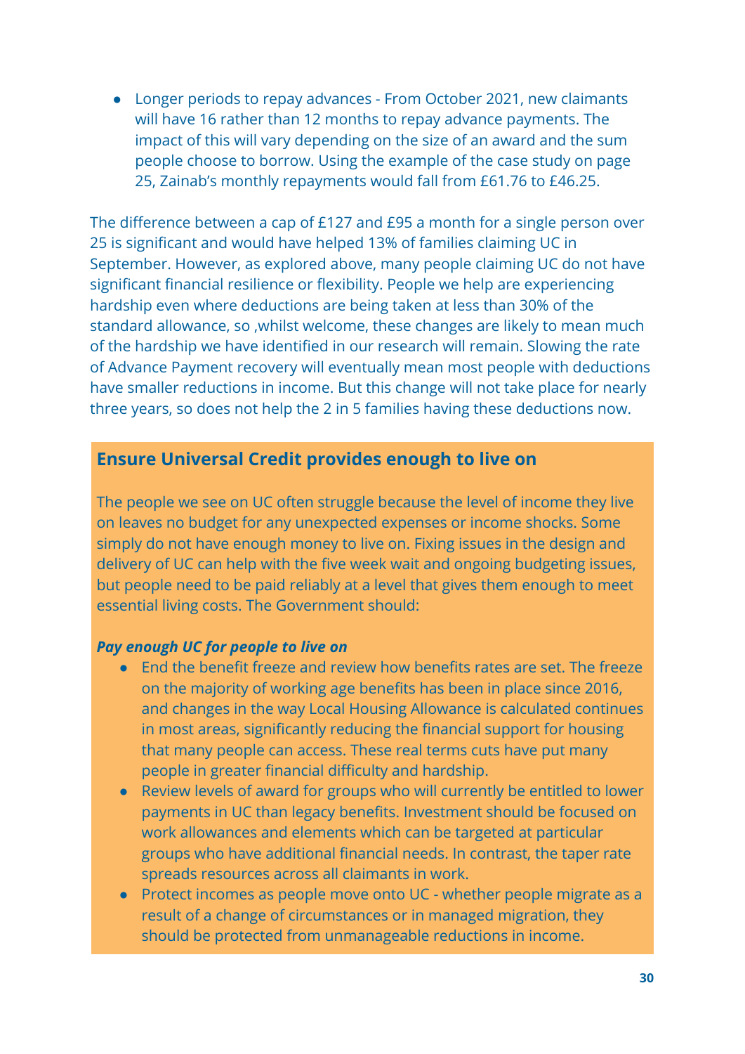- Longer periods to repay advances - From October 2021, new claimants will have 16 rather than 12 months to repay advance payments. The impact of this will vary depending on the size of an award and the sum people choose to borrow. Using the example of the case study on page 25, Zainab's monthly repayments would fall from £61.76 to £46.25.

The difference between a cap of £127 and £95 a month for a single person over 25 is significant and would have helped 13% of families claiming UC in September. However, as explored above, many people claiming UC do not have significant financial resilience or flexibility. People we help are experiencing hardship even where deductions are being taken at less than 30% of the standard allowance, so ,whilst welcome, these changes are likely to mean much of the hardship we have identified in our research will remain. Slowing the rate of Advance Payment recovery will eventually mean most people with deductions have smaller reductions in income. But this change will not take place for nearly three years, so does not help the 2 in 5 families having these deductions now.

## Ensure Universal Credit provides enough to live on

The people we see on UC often struggle because the level of income they live on leaves no budget for any unexpected expenses or income shocks. Some simply do not have enough money to live on. Fixing issues in the design and delivery of UC can help with the five week wait and ongoing budgeting issues, but people need to be paid reliably at a level that gives them enough to meet essential living costs. The Government should:

***Pay enough UC for people to live on***

- End the benefit freeze and review how benefits rates are set. The freeze on the majority of working age benefits has been in place since 2016, and changes in the way Local Housing Allowance is calculated continues in most areas, significantly reducing the financial support for housing that many people can access. These real terms cuts have put many people in greater financial difficulty and hardship.
- Review levels of award for groups who will currently be entitled to lower payments in UC than legacy benefits. Investment should be focused on work allowances and elements which can be targeted at particular groups who have additional financial needs. In contrast, the taper rate spreads resources across all claimants in work.
- Protect incomes as people move onto UC - whether people migrate as a result of a change of circumstances or in managed migration, they should be protected from unmanageable reductions in income.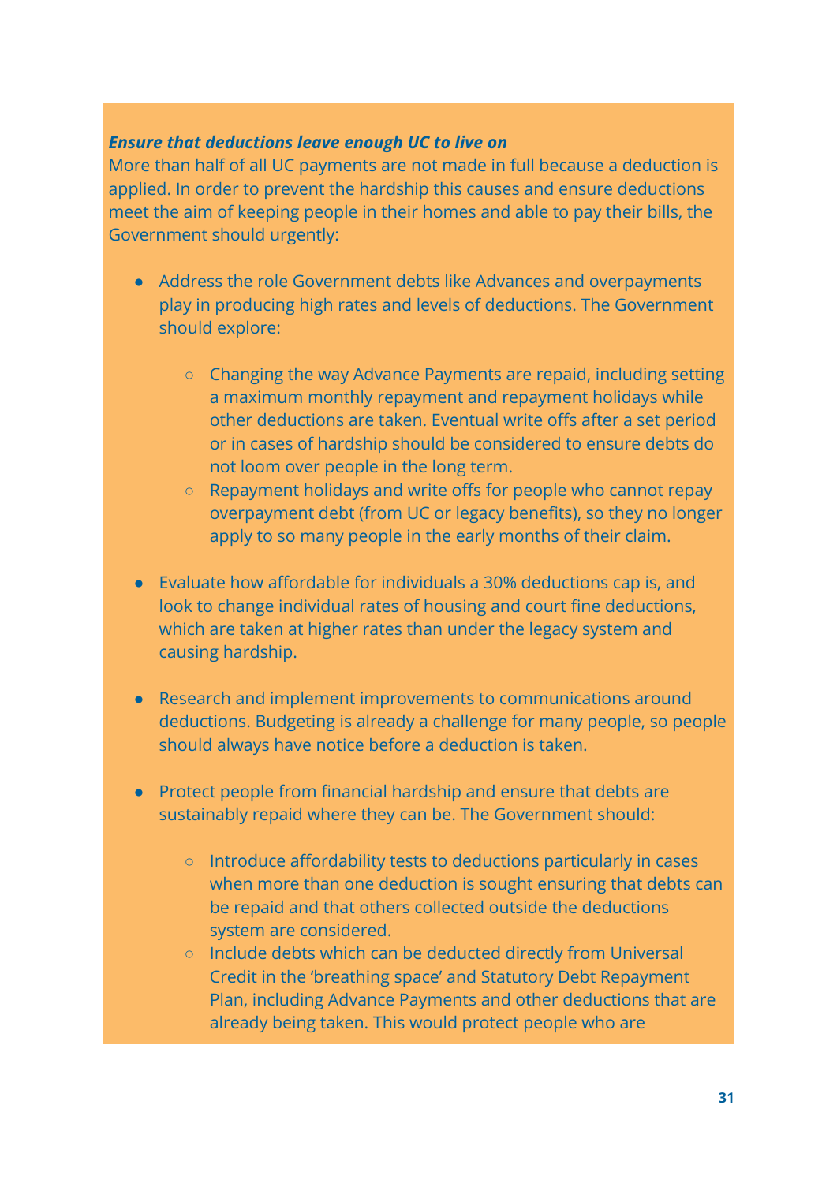***Ensure that deductions leave enough UC to live on***

More than half of all UC payments are not made in full because a deduction is applied. In order to prevent the hardship this causes and ensure deductions meet the aim of keeping people in their homes and able to pay their bills, the Government should urgently:

- Address the role Government debts like Advances and overpayments play in producing high rates and levels of deductions. The Government should explore:
    - Changing the way Advance Payments are repaid, including setting a maximum monthly repayment and repayment holidays while other deductions are taken. Eventual write offs after a set period or in cases of hardship should be considered to ensure debts do not loom over people in the long term.
    - Repayment holidays and write offs for people who cannot repay overpayment debt (from UC or legacy benefits), so they no longer apply to so many people in the early months of their claim.

- Evaluate how affordable for individuals a 30% deductions cap is, and look to change individual rates of housing and court fine deductions, which are taken at higher rates than under the legacy system and causing hardship.

- Research and implement improvements to communications around deductions. Budgeting is already a challenge for many people, so people should always have notice before a deduction is taken.

- Protect people from financial hardship and ensure that debts are sustainably repaid where they can be. The Government should:
    - Introduce affordability tests to deductions particularly in cases when more than one deduction is sought ensuring that debts can be repaid and that others collected outside the deductions system are considered.
    - Include debts which can be deducted directly from Universal Credit in the 'breathing space' and Statutory Debt Repayment Plan, including Advance Payments and other deductions that are already being taken. This would protect people who are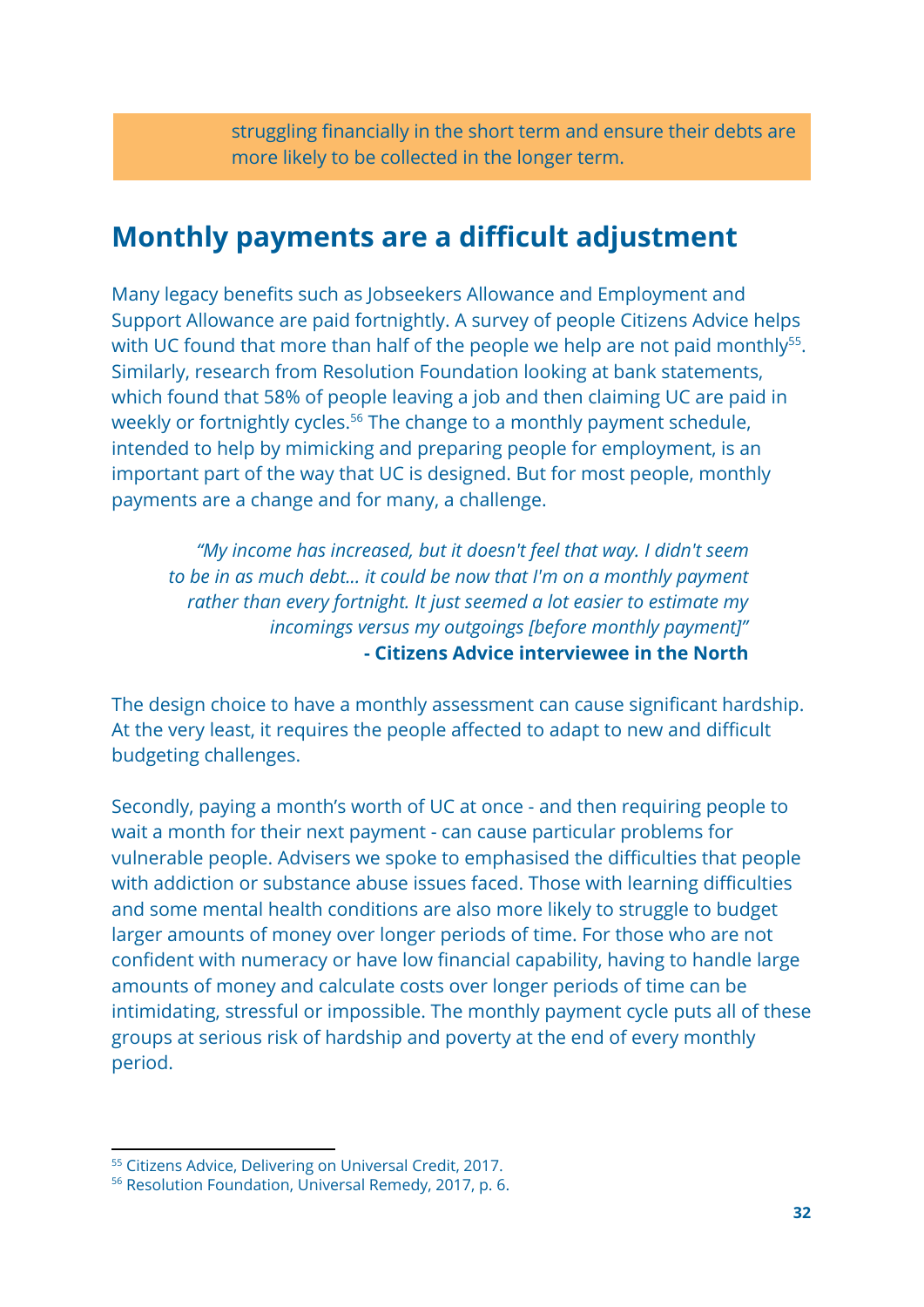struggling financially in the short term and ensure their debts are more likely to be collected in the longer term.

## Monthly payments are a difficult adjustment

Many legacy benefits such as Jobseekers Allowance and Employment and Support Allowance are paid fortnightly. A survey of people Citizens Advice helps with UC found that more than half of the people we help are not paid monthly[55]. Similarly, research from Resolution Foundation looking at bank statements, which found that 58% of people leaving a job and then claiming UC are paid in weekly or fortnightly cycles.[56] The change to a monthly payment schedule, intended to help by mimicking and preparing people for employment, is an important part of the way that UC is designed. But for most people, monthly payments are a change and for many, a challenge.

> *"My income has increased, but it doesn't feel that way. I didn't seem to be in as much debt... it could be now that I'm on a monthly payment rather than every fortnight. It just seemed a lot easier to estimate my incomings versus my outgoings [before monthly payment]"*
> **- Citizens Advice interviewee in the North**

The design choice to have a monthly assessment can cause significant hardship. At the very least, it requires the people affected to adapt to new and difficult budgeting challenges.

Secondly, paying a month's worth of UC at once - and then requiring people to wait a month for their next payment - can cause particular problems for vulnerable people. Advisers we spoke to emphasised the difficulties that people with addiction or substance abuse issues faced. Those with learning difficulties and some mental health conditions are also more likely to struggle to budget larger amounts of money over longer periods of time. For those who are not confident with numeracy or have low financial capability, having to handle large amounts of money and calculate costs over longer periods of time can be intimidating, stressful or impossible. The monthly payment cycle puts all of these groups at serious risk of hardship and poverty at the end of every monthly period.

---

[55] Citizens Advice, Delivering on Universal Credit, 2017.

[56] Resolution Foundation, Universal Remedy, 2017, p. 6.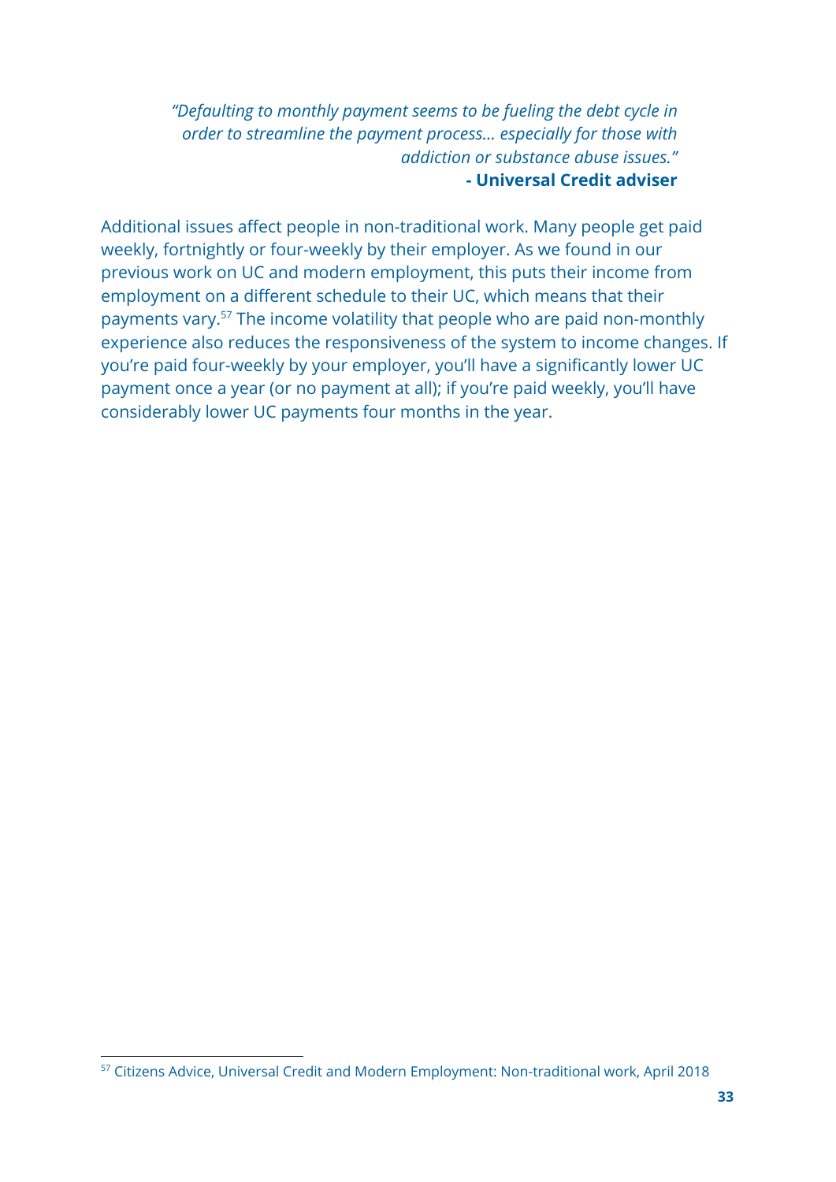> *"Defaulting to monthly payment seems to be fueling the debt cycle in order to streamline the payment process... especially for those with addiction or substance abuse issues."*
>
> **- Universal Credit adviser**

Additional issues affect people in non-traditional work. Many people get paid weekly, fortnightly or four-weekly by their employer. As we found in our previous work on UC and modern employment, this puts their income from employment on a different schedule to their UC, which means that their payments vary.[57] The income volatility that people who are paid non-monthly experience also reduces the responsiveness of the system to income changes. If you're paid four-weekly by your employer, you'll have a significantly lower UC payment once a year (or no payment at all); if you're paid weekly, you'll have considerably lower UC payments four months in the year.

---

[57] Citizens Advice, Universal Credit and Modern Employment: Non-traditional work, April 2018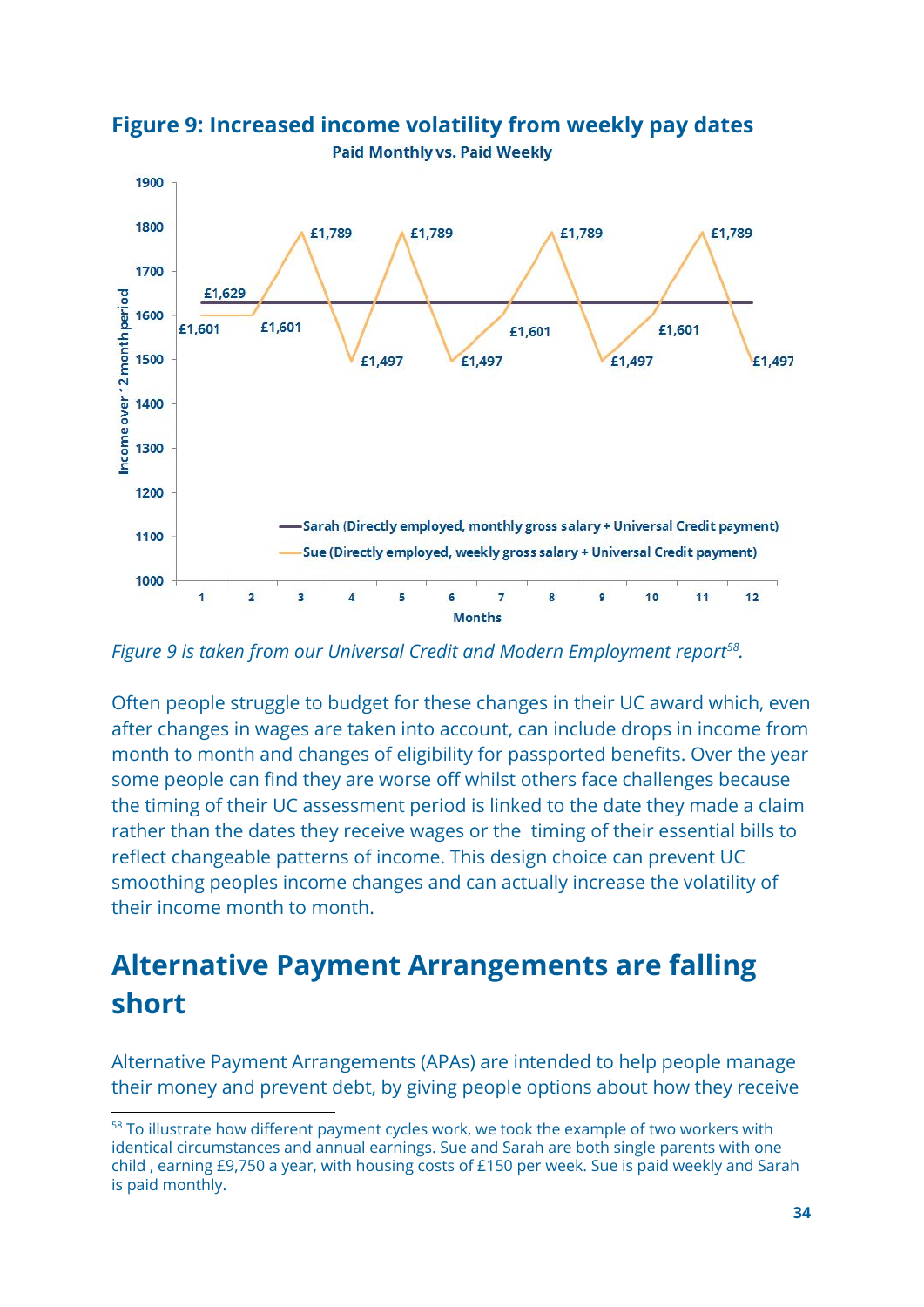### Figure 9: Increased income volatility from weekly pay dates

Paid Monthly vs. Paid Weekly

| Month | Sarah (Directly employed, monthly gross salary + Universal Credit payment) | Sue (Directly employed, weekly gross salary + Universal Credit payment) |
|---|---|---|
| 1 | £1,629 | £1,601 |
| 2 | £1,629 | £1,601 |
| 3 | £1,629 | £1,789 |
| 4 | £1,629 | £1,497 |
| 5 | £1,629 | £1,789 |
| 6 | £1,629 | £1,497 |
| 7 | £1,629 | £1,601 |
| 8 | £1,629 | £1,789 |
| 9 | £1,629 | £1,497 |
| 10 | £1,629 | £1,601 |
| 11 | £1,629 | £1,789 |
| 12 | £1,629 | £1,497 |

*Figure 9 is taken from our Universal Credit and Modern Employment report[58].*

Often people struggle to budget for these changes in their UC award which, even after changes in wages are taken into account, can include drops in income from month to month and changes of eligibility for passported benefits. Over the year some people can find they are worse off whilst others face challenges because the timing of their UC assessment period is linked to the date they made a claim rather than the dates they receive wages or the timing of their essential bills to reflect changeable patterns of income. This design choice can prevent UC smoothing peoples income changes and can actually increase the volatility of their income month to month.

## Alternative Payment Arrangements are falling short

Alternative Payment Arrangements (APAs) are intended to help people manage their money and prevent debt, by giving people options about how they receive

[58] To illustrate how different payment cycles work, we took the example of two workers with identical circumstances and annual earnings. Sue and Sarah are both single parents with one child , earning £9,750 a year, with housing costs of £150 per week. Sue is paid weekly and Sarah is paid monthly.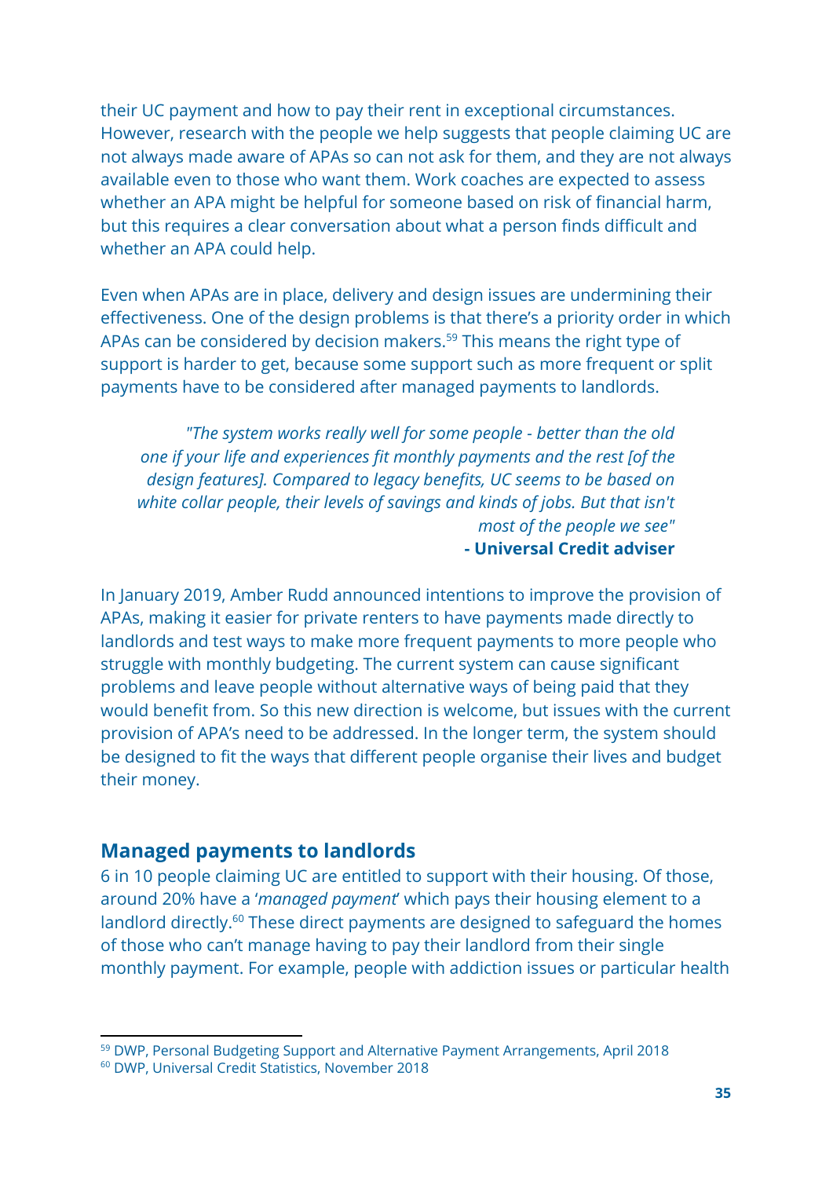their UC payment and how to pay their rent in exceptional circumstances. However, research with the people we help suggests that people claiming UC are not always made aware of APAs so can not ask for them, and they are not always available even to those who want them. Work coaches are expected to assess whether an APA might be helpful for someone based on risk of financial harm, but this requires a clear conversation about what a person finds difficult and whether an APA could help.

Even when APAs are in place, delivery and design issues are undermining their effectiveness. One of the design problems is that there's a priority order in which APAs can be considered by decision makers.[59] This means the right type of support is harder to get, because some support such as more frequent or split payments have to be considered after managed payments to landlords.

> *"The system works really well for some people - better than the old one if your life and experiences fit monthly payments and the rest [of the design features]. Compared to legacy benefits, UC seems to be based on white collar people, their levels of savings and kinds of jobs. But that isn't most of the people we see"*
> **- Universal Credit adviser**

In January 2019, Amber Rudd announced intentions to improve the provision of APAs, making it easier for private renters to have payments made directly to landlords and test ways to make more frequent payments to more people who struggle with monthly budgeting. The current system can cause significant problems and leave people without alternative ways of being paid that they would benefit from. So this new direction is welcome, but issues with the current provision of APA's need to be addressed. In the longer term, the system should be designed to fit the ways that different people organise their lives and budget their money.

## Managed payments to landlords

6 in 10 people claiming UC are entitled to support with their housing. Of those, around 20% have a '*managed payment*' which pays their housing element to a landlord directly.[60] These direct payments are designed to safeguard the homes of those who can't manage having to pay their landlord from their single monthly payment. For example, people with addiction issues or particular health

[59] DWP, Personal Budgeting Support and Alternative Payment Arrangements, April 2018
[60] DWP, Universal Credit Statistics, November 2018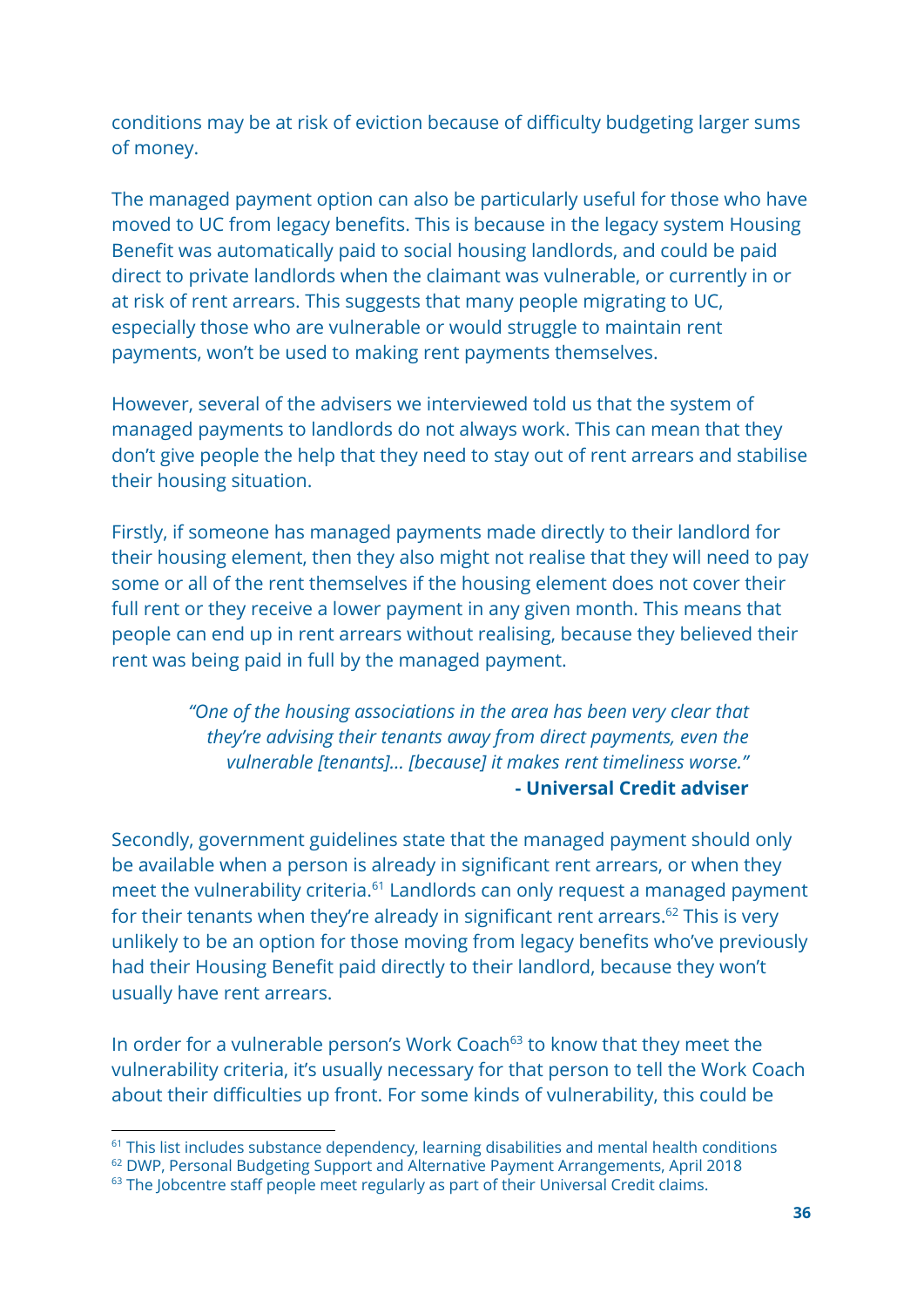conditions may be at risk of eviction because of difficulty budgeting larger sums of money.

The managed payment option can also be particularly useful for those who have moved to UC from legacy benefits. This is because in the legacy system Housing Benefit was automatically paid to social housing landlords, and could be paid direct to private landlords when the claimant was vulnerable, or currently in or at risk of rent arrears. This suggests that many people migrating to UC, especially those who are vulnerable or would struggle to maintain rent payments, won't be used to making rent payments themselves.

However, several of the advisers we interviewed told us that the system of managed payments to landlords do not always work. This can mean that they don't give people the help that they need to stay out of rent arrears and stabilise their housing situation.

Firstly, if someone has managed payments made directly to their landlord for their housing element, then they also might not realise that they will need to pay some or all of the rent themselves if the housing element does not cover their full rent or they receive a lower payment in any given month. This means that people can end up in rent arrears without realising, because they believed their rent was being paid in full by the managed payment.

> *"One of the housing associations in the area has been very clear that they're advising their tenants away from direct payments, even the vulnerable [tenants]... [because] it makes rent timeliness worse."*
> **- Universal Credit adviser**

Secondly, government guidelines state that the managed payment should only be available when a person is already in significant rent arrears, or when they meet the vulnerability criteria.[61] Landlords can only request a managed payment for their tenants when they're already in significant rent arrears.[62] This is very unlikely to be an option for those moving from legacy benefits who've previously had their Housing Benefit paid directly to their landlord, because they won't usually have rent arrears.

In order for a vulnerable person's Work Coach[63] to know that they meet the vulnerability criteria, it's usually necessary for that person to tell the Work Coach about their difficulties up front. For some kinds of vulnerability, this could be

---

[61] This list includes substance dependency, learning disabilities and mental health conditions

[62] DWP, Personal Budgeting Support and Alternative Payment Arrangements, April 2018

[63] The Jobcentre staff people meet regularly as part of their Universal Credit claims.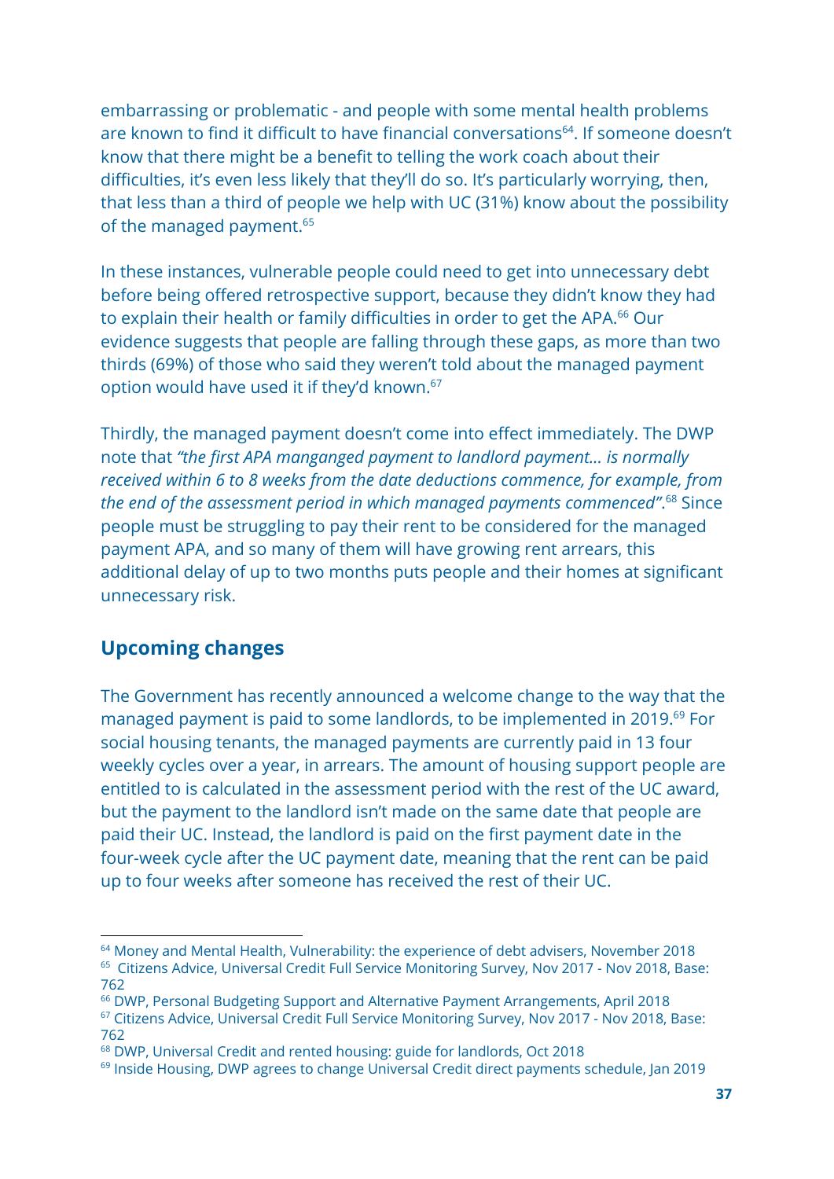embarrassing or problematic - and people with some mental health problems are known to find it difficult to have financial conversations[64]. If someone doesn't know that there might be a benefit to telling the work coach about their difficulties, it's even less likely that they'll do so. It's particularly worrying, then, that less than a third of people we help with UC (31%) know about the possibility of the managed payment.[65]

In these instances, vulnerable people could need to get into unnecessary debt before being offered retrospective support, because they didn't know they had to explain their health or family difficulties in order to get the APA.[66] Our evidence suggests that people are falling through these gaps, as more than two thirds (69%) of those who said they weren't told about the managed payment option would have used it if they'd known.[67]

Thirdly, the managed payment doesn't come into effect immediately. The DWP note that *"the first APA manganged payment to landlord payment… is normally received within 6 to 8 weeks from the date deductions commence, for example, from the end of the assessment period in which managed payments commenced"*.[68] Since people must be struggling to pay their rent to be considered for the managed payment APA, and so many of them will have growing rent arrears, this additional delay of up to two months puts people and their homes at significant unnecessary risk.

## Upcoming changes

The Government has recently announced a welcome change to the way that the managed payment is paid to some landlords, to be implemented in 2019.[69] For social housing tenants, the managed payments are currently paid in 13 four weekly cycles over a year, in arrears. The amount of housing support people are entitled to is calculated in the assessment period with the rest of the UC award, but the payment to the landlord isn't made on the same date that people are paid their UC. Instead, the landlord is paid on the first payment date in the four-week cycle after the UC payment date, meaning that the rent can be paid up to four weeks after someone has received the rest of their UC.

---

[64] Money and Mental Health, Vulnerability: the experience of debt advisers, November 2018
[65] Citizens Advice, Universal Credit Full Service Monitoring Survey, Nov 2017 - Nov 2018, Base: 762
[66] DWP, Personal Budgeting Support and Alternative Payment Arrangements, April 2018
[67] Citizens Advice, Universal Credit Full Service Monitoring Survey, Nov 2017 - Nov 2018, Base: 762
[68] DWP, Universal Credit and rented housing: guide for landlords, Oct 2018
[69] Inside Housing, DWP agrees to change Universal Credit direct payments schedule, Jan 2019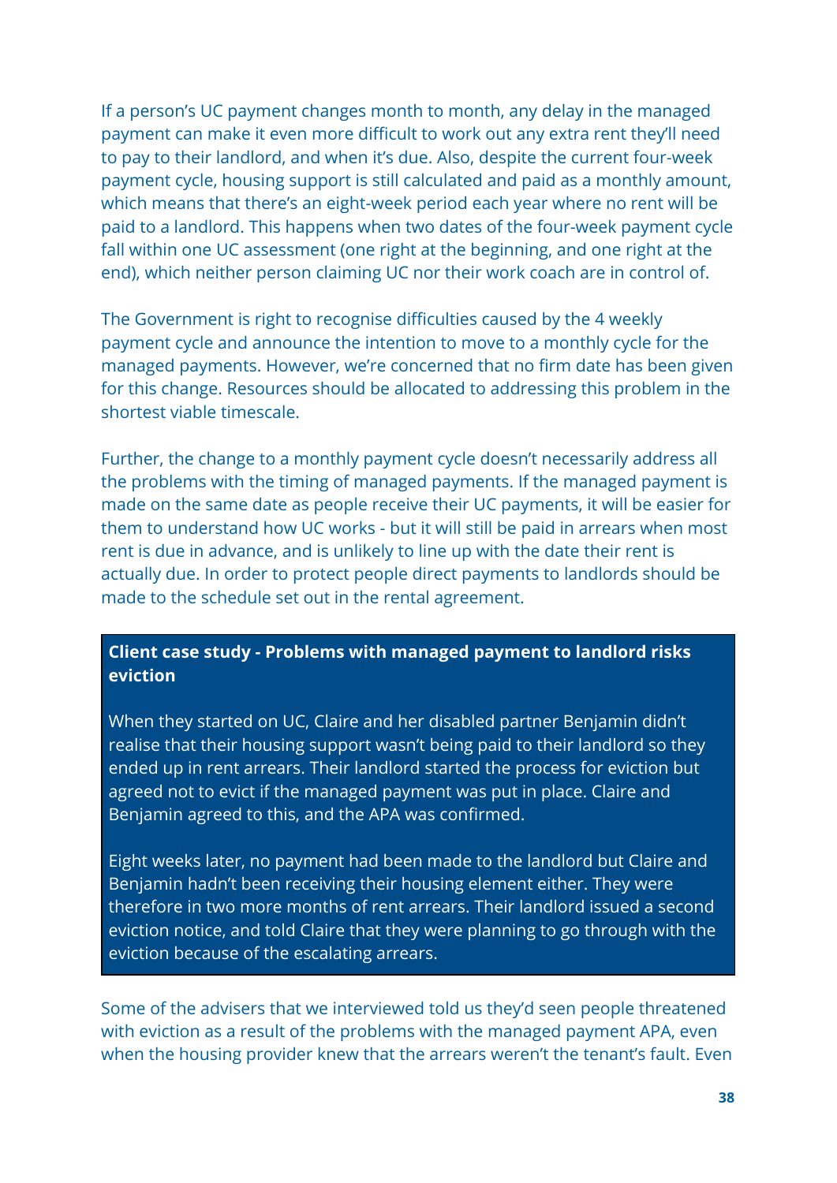If a person's UC payment changes month to month, any delay in the managed payment can make it even more difficult to work out any extra rent they'll need to pay to their landlord, and when it's due. Also, despite the current four-week payment cycle, housing support is still calculated and paid as a monthly amount, which means that there's an eight-week period each year where no rent will be paid to a landlord. This happens when two dates of the four-week payment cycle fall within one UC assessment (one right at the beginning, and one right at the end), which neither person claiming UC nor their work coach are in control of.

The Government is right to recognise difficulties caused by the 4 weekly payment cycle and announce the intention to move to a monthly cycle for the managed payments. However, we're concerned that no firm date has been given for this change. Resources should be allocated to addressing this problem in the shortest viable timescale.

Further, the change to a monthly payment cycle doesn't necessarily address all the problems with the timing of managed payments. If the managed payment is made on the same date as people receive their UC payments, it will be easier for them to understand how UC works - but it will still be paid in arrears when most rent is due in advance, and is unlikely to line up with the date their rent is actually due. In order to protect people direct payments to landlords should be made to the schedule set out in the rental agreement.

**Client case study - Problems with managed payment to landlord risks eviction**

When they started on UC, Claire and her disabled partner Benjamin didn't realise that their housing support wasn't being paid to their landlord so they ended up in rent arrears. Their landlord started the process for eviction but agreed not to evict if the managed payment was put in place. Claire and Benjamin agreed to this, and the APA was confirmed.

Eight weeks later, no payment had been made to the landlord but Claire and Benjamin hadn't been receiving their housing element either. They were therefore in two more months of rent arrears. Their landlord issued a second eviction notice, and told Claire that they were planning to go through with the eviction because of the escalating arrears.

Some of the advisers that we interviewed told us they'd seen people threatened with eviction as a result of the problems with the managed payment APA, even when the housing provider knew that the arrears weren't the tenant's fault. Even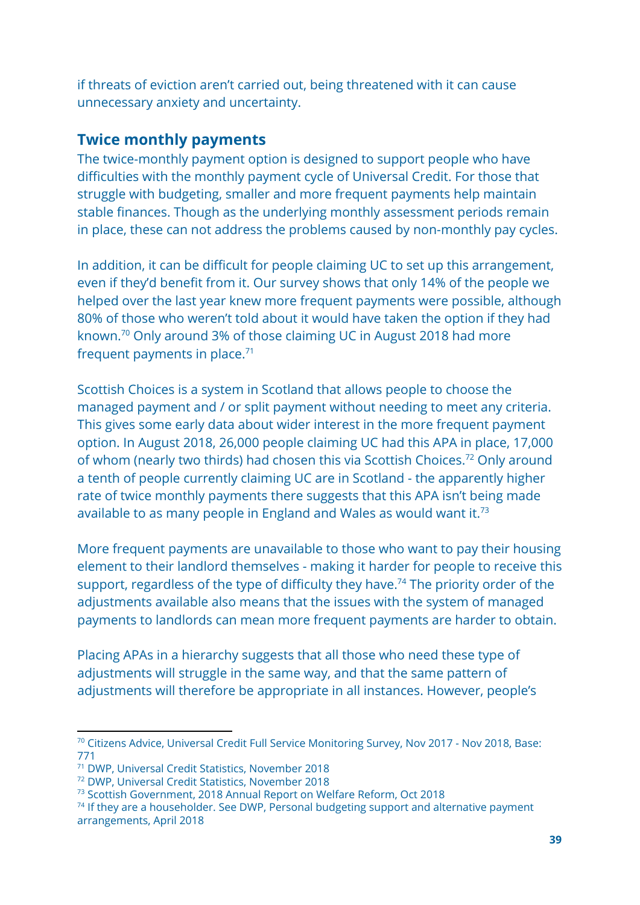if threats of eviction aren't carried out, being threatened with it can cause unnecessary anxiety and uncertainty.

### Twice monthly payments

The twice-monthly payment option is designed to support people who have difficulties with the monthly payment cycle of Universal Credit. For those that struggle with budgeting, smaller and more frequent payments help maintain stable finances. Though as the underlying monthly assessment periods remain in place, these can not address the problems caused by non-monthly pay cycles.

In addition, it can be difficult for people claiming UC to set up this arrangement, even if they'd benefit from it. Our survey shows that only 14% of the people we helped over the last year knew more frequent payments were possible, although 80% of those who weren't told about it would have taken the option if they had known.[70] Only around 3% of those claiming UC in August 2018 had more frequent payments in place.[71]

Scottish Choices is a system in Scotland that allows people to choose the managed payment and / or split payment without needing to meet any criteria. This gives some early data about wider interest in the more frequent payment option. In August 2018, 26,000 people claiming UC had this APA in place, 17,000 of whom (nearly two thirds) had chosen this via Scottish Choices.[72] Only around a tenth of people currently claiming UC are in Scotland - the apparently higher rate of twice monthly payments there suggests that this APA isn't being made available to as many people in England and Wales as would want it.[73]

More frequent payments are unavailable to those who want to pay their housing element to their landlord themselves - making it harder for people to receive this support, regardless of the type of difficulty they have.[74] The priority order of the adjustments available also means that the issues with the system of managed payments to landlords can mean more frequent payments are harder to obtain.

Placing APAs in a hierarchy suggests that all those who need these type of adjustments will struggle in the same way, and that the same pattern of adjustments will therefore be appropriate in all instances. However, people's

---

[70] Citizens Advice, Universal Credit Full Service Monitoring Survey, Nov 2017 - Nov 2018, Base: 771

[71] DWP, Universal Credit Statistics, November 2018

[72] DWP, Universal Credit Statistics, November 2018

[73] Scottish Government, 2018 Annual Report on Welfare Reform, Oct 2018

[74] If they are a householder. See DWP, Personal budgeting support and alternative payment arrangements, April 2018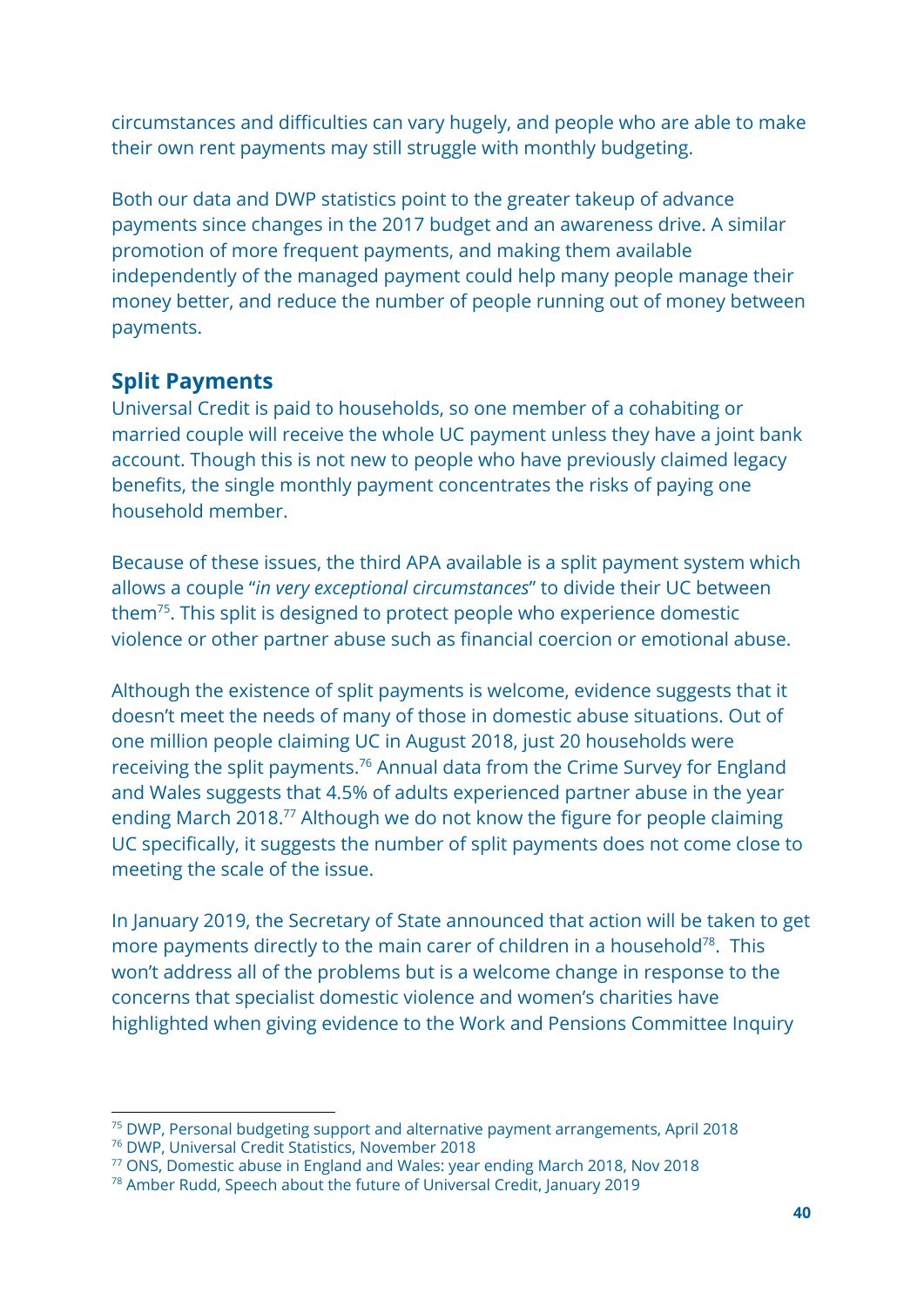circumstances and difficulties can vary hugely, and people who are able to make their own rent payments may still struggle with monthly budgeting.

Both our data and DWP statistics point to the greater takeup of advance payments since changes in the 2017 budget and an awareness drive. A similar promotion of more frequent payments, and making them available independently of the managed payment could help many people manage their money better, and reduce the number of people running out of money between payments.

## Split Payments

Universal Credit is paid to households, so one member of a cohabiting or married couple will receive the whole UC payment unless they have a joint bank account. Though this is not new to people who have previously claimed legacy benefits, the single monthly payment concentrates the risks of paying one household member.

Because of these issues, the third APA available is a split payment system which allows a couple "*in very exceptional circumstances*" to divide their UC between them[75]. This split is designed to protect people who experience domestic violence or other partner abuse such as financial coercion or emotional abuse.

Although the existence of split payments is welcome, evidence suggests that it doesn't meet the needs of many of those in domestic abuse situations. Out of one million people claiming UC in August 2018, just 20 households were receiving the split payments.[76] Annual data from the Crime Survey for England and Wales suggests that 4.5% of adults experienced partner abuse in the year ending March 2018.[77] Although we do not know the figure for people claiming UC specifically, it suggests the number of split payments does not come close to meeting the scale of the issue.

In January 2019, the Secretary of State announced that action will be taken to get more payments directly to the main carer of children in a household[78]. This won't address all of the problems but is a welcome change in response to the concerns that specialist domestic violence and women's charities have highlighted when giving evidence to the Work and Pensions Committee Inquiry

[75] DWP, Personal budgeting support and alternative payment arrangements, April 2018
[76] DWP, Universal Credit Statistics, November 2018
[77] ONS, Domestic abuse in England and Wales: year ending March 2018, Nov 2018
[78] Amber Rudd, Speech about the future of Universal Credit, January 2019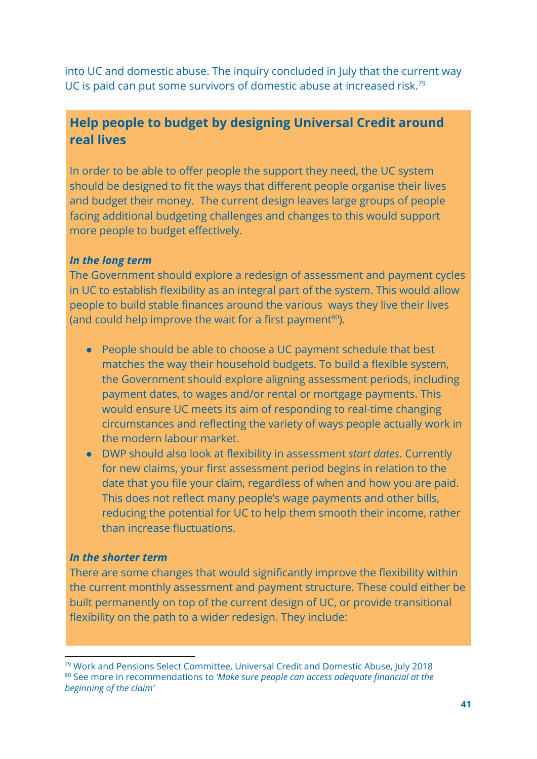into UC and domestic abuse. The inquiry concluded in July that the current way UC is paid can put some survivors of domestic abuse at increased risk.[79]

## Help people to budget by designing Universal Credit around real lives

In order to be able to offer people the support they need, the UC system should be designed to fit the ways that different people organise their lives and budget their money. The current design leaves large groups of people facing additional budgeting challenges and changes to this would support more people to budget effectively.

***In the long term***

The Government should explore a redesign of assessment and payment cycles in UC to establish flexibility as an integral part of the system. This would allow people to build stable finances around the various ways they live their lives (and could help improve the wait for a first payment[80]).

- People should be able to choose a UC payment schedule that best matches the way their household budgets. To build a flexible system, the Government should explore aligning assessment periods, including payment dates, to wages and/or rental or mortgage payments. This would ensure UC meets its aim of responding to real-time changing circumstances and reflecting the variety of ways people actually work in the modern labour market.
- DWP should also look at flexibility in assessment *start dates*. Currently for new claims, your first assessment period begins in relation to the date that you file your claim, regardless of when and how you are paid. This does not reflect many people's wage payments and other bills, reducing the potential for UC to help them smooth their income, rather than increase fluctuations.

***In the shorter term***

There are some changes that would significantly improve the flexibility within the current monthly assessment and payment structure. These could either be built permanently on top of the current design of UC, or provide transitional flexibility on the path to a wider redesign. They include:

---

[79] Work and Pensions Select Committee, Universal Credit and Domestic Abuse, July 2018

[80] See more in recommendations to *'Make sure people can access adequate financial at the beginning of the claim'*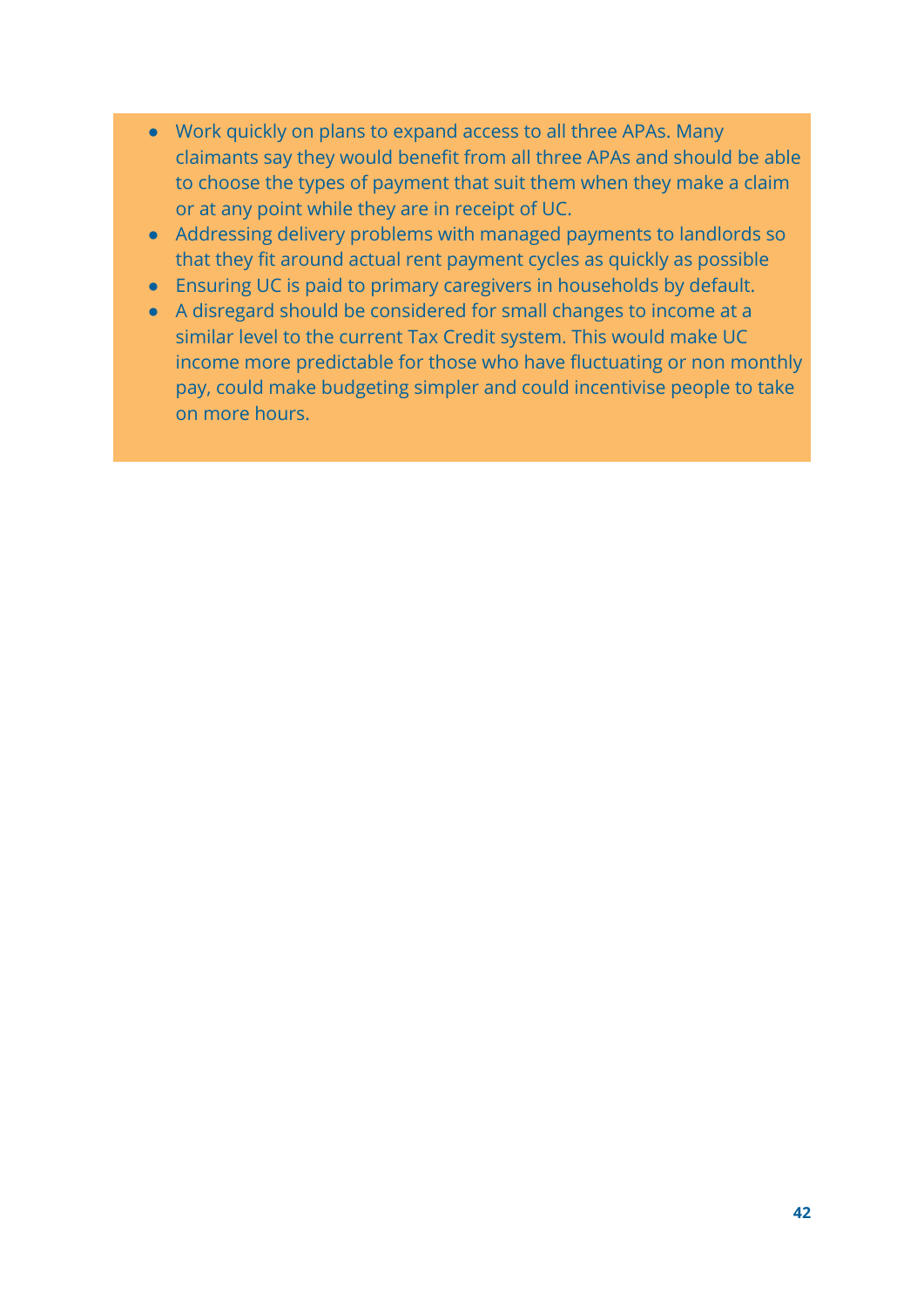- Work quickly on plans to expand access to all three APAs. Many claimants say they would benefit from all three APAs and should be able to choose the types of payment that suit them when they make a claim or at any point while they are in receipt of UC.
- Addressing delivery problems with managed payments to landlords so that they fit around actual rent payment cycles as quickly as possible
- Ensuring UC is paid to primary caregivers in households by default.
- A disregard should be considered for small changes to income at a similar level to the current Tax Credit system. This would make UC income more predictable for those who have fluctuating or non monthly pay, could make budgeting simpler and could incentivise people to take on more hours.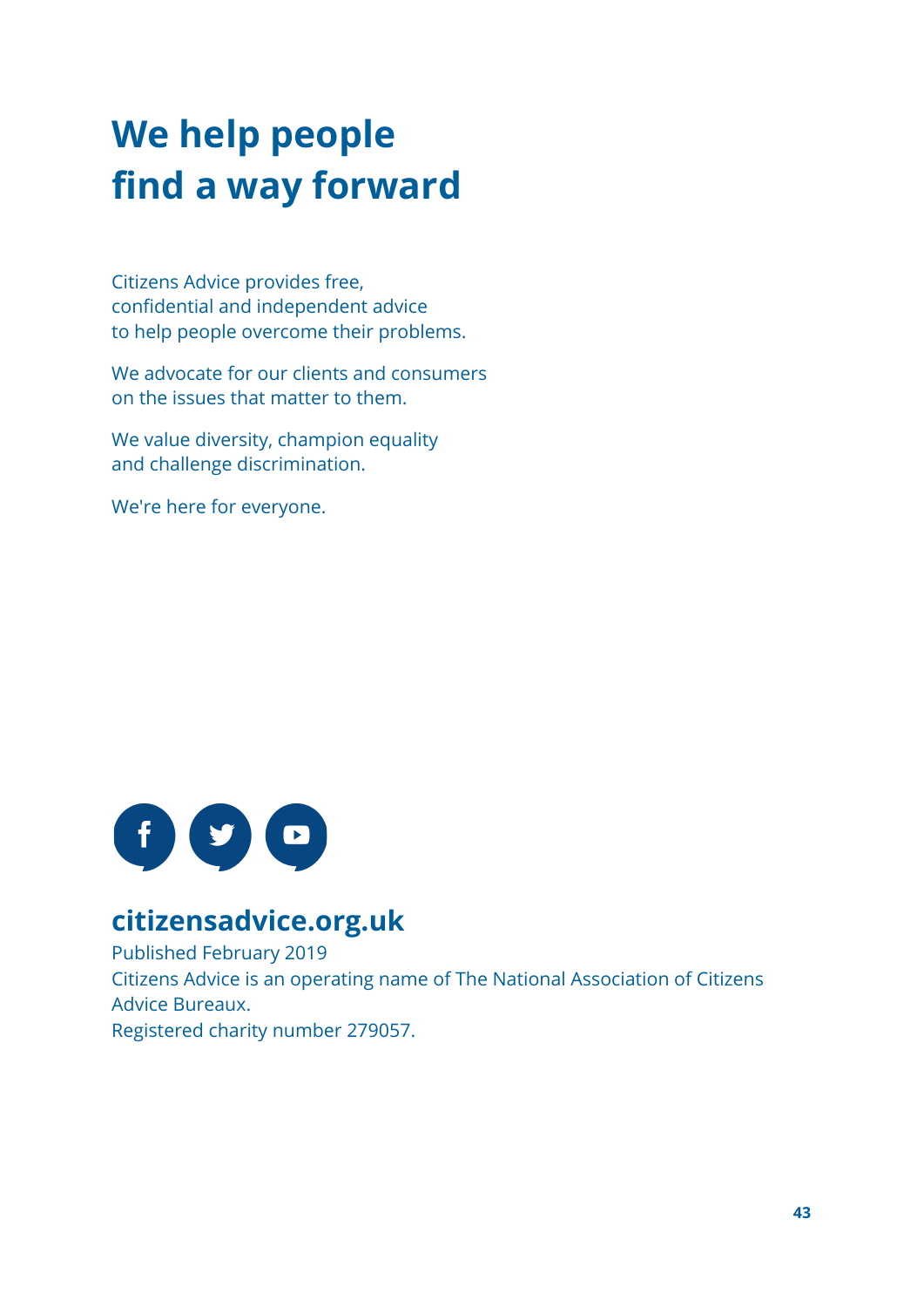# We help people find a way forward

Citizens Advice provides free, confidential and independent advice to help people overcome their problems.

We advocate for our clients and consumers on the issues that matter to them.

We value diversity, champion equality and challenge discrimination.

We're here for everyone.

## citizensadvice.org.uk

Published February 2019
Citizens Advice is an operating name of The National Association of Citizens Advice Bureaux.
Registered charity number 279057.